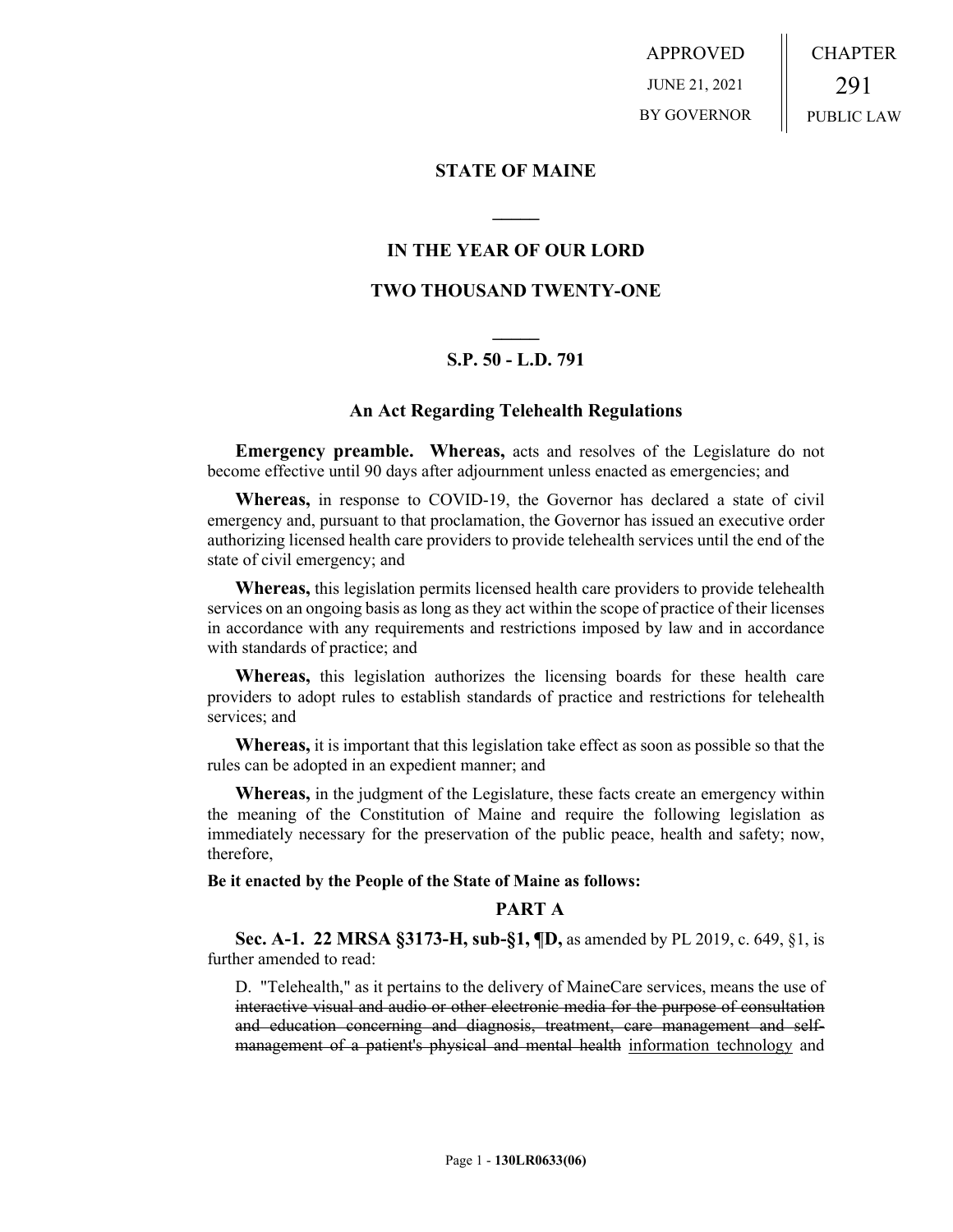APPROVED
JUNE 21, 2021
BY GOVERNOR

CHAPTER
291
PUBLIC LAW

# STATE OF MAINE

## IN THE YEAR OF OUR LORD

## TWO THOUSAND TWENTY-ONE

## S.P. 50 - L.D. 791

### An Act Regarding Telehealth Regulations

**Emergency preamble. Whereas,** acts and resolves of the Legislature do not become effective until 90 days after adjournment unless enacted as emergencies; and

**Whereas,** in response to COVID-19, the Governor has declared a state of civil emergency and, pursuant to that proclamation, the Governor has issued an executive order authorizing licensed health care providers to provide telehealth services until the end of the state of civil emergency; and

**Whereas,** this legislation permits licensed health care providers to provide telehealth services on an ongoing basis as long as they act within the scope of practice of their licenses in accordance with any requirements and restrictions imposed by law and in accordance with standards of practice; and

**Whereas,** this legislation authorizes the licensing boards for these health care providers to adopt rules to establish standards of practice and restrictions for telehealth services; and

**Whereas,** it is important that this legislation take effect as soon as possible so that the rules can be adopted in an expedient manner; and

**Whereas,** in the judgment of the Legislature, these facts create an emergency within the meaning of the Constitution of Maine and require the following legislation as immediately necessary for the preservation of the public peace, health and safety; now, therefore,

**Be it enacted by the People of the State of Maine as follows:**

## PART A

**Sec. A-1. 22 MRSA §3173-H, sub-§1, ¶D,** as amended by PL 2019, c. 649, §1, is further amended to read:

D. "Telehealth," as it pertains to the delivery of MaineCare services, means the use of ~~interactive visual and audio or other electronic media for the purpose of consultation and education concerning and diagnosis, treatment, care management and self-management of a patient's physical and mental health~~ <u>information technology</u> and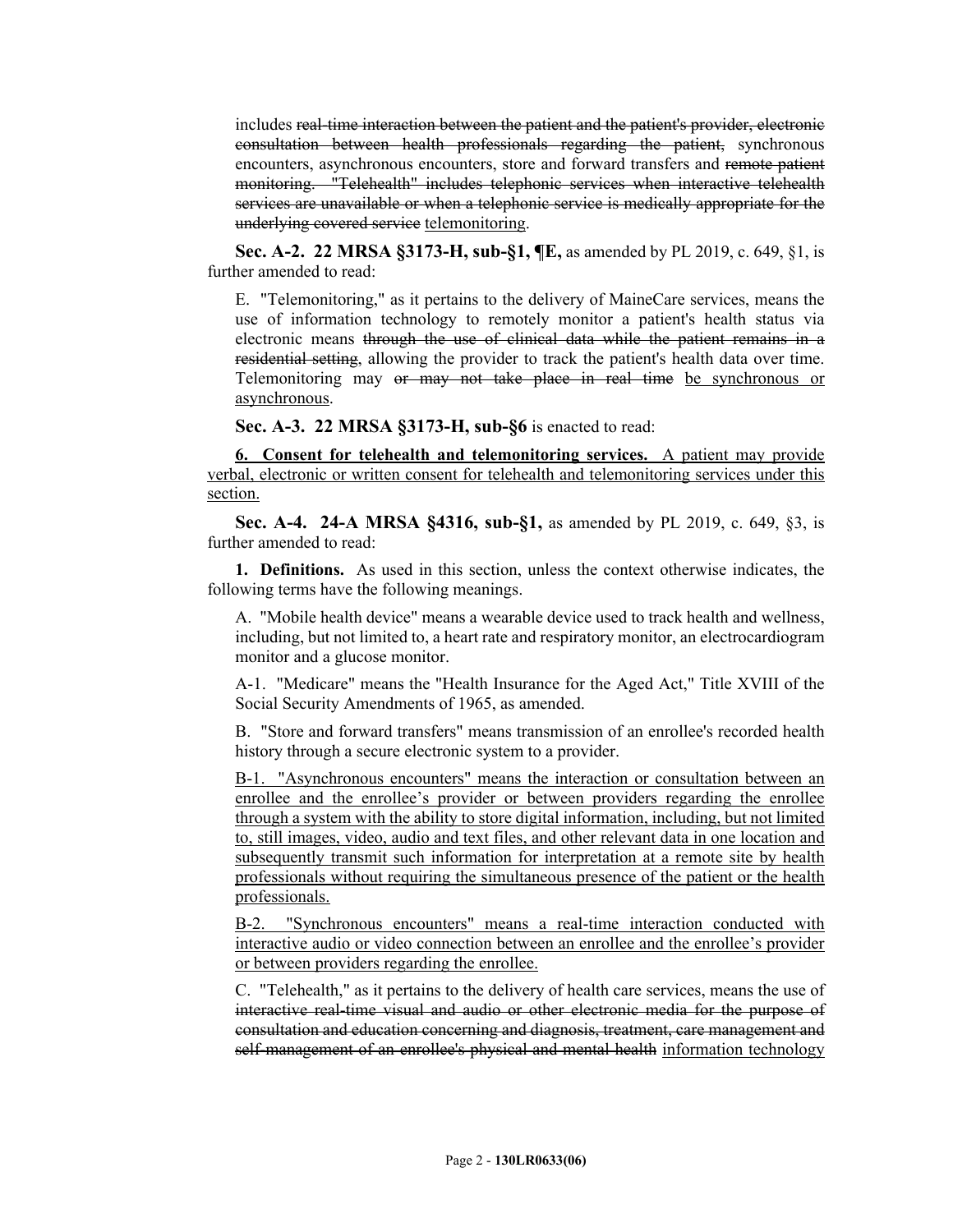includes ~~real-time interaction between the patient and the patient's provider, electronic consultation between health professionals regarding the patient,~~ synchronous encounters, asynchronous encounters, store and forward transfers and ~~remote patient monitoring. "Telehealth" includes telephonic services when interactive telehealth services are unavailable or when a telephonic service is medically appropriate for the underlying covered service~~ <u>telemonitoring</u>.

**Sec. A-2. 22 MRSA §3173-H, sub-§1, ¶E,** as amended by PL 2019, c. 649, §1, is further amended to read:

E. "Telemonitoring," as it pertains to the delivery of MaineCare services, means the use of information technology to remotely monitor a patient's health status via electronic means ~~through the use of clinical data while the patient remains in a residential setting~~, allowing the provider to track the patient's health data over time. Telemonitoring may ~~or may not take place in real time~~ <u>be synchronous or asynchronous</u>.

**Sec. A-3. 22 MRSA §3173-H, sub-§6** is enacted to read:

<u>**6. Consent for telehealth and telemonitoring services.** A patient may provide verbal, electronic or written consent for telehealth and telemonitoring services under this section.</u>

**Sec. A-4. 24-A MRSA §4316, sub-§1,** as amended by PL 2019, c. 649, §3, is further amended to read:

**1. Definitions.** As used in this section, unless the context otherwise indicates, the following terms have the following meanings.

A. "Mobile health device" means a wearable device used to track health and wellness, including, but not limited to, a heart rate and respiratory monitor, an electrocardiogram monitor and a glucose monitor.

A-1. "Medicare" means the "Health Insurance for the Aged Act," Title XVIII of the Social Security Amendments of 1965, as amended.

B. "Store and forward transfers" means transmission of an enrollee's recorded health history through a secure electronic system to a provider.

<u>B-1. "Asynchronous encounters" means the interaction or consultation between an enrollee and the enrollee's provider or between providers regarding the enrollee through a system with the ability to store digital information, including, but not limited to, still images, video, audio and text files, and other relevant data in one location and subsequently transmit such information for interpretation at a remote site by health professionals without requiring the simultaneous presence of the patient or the health professionals.</u>

<u>B-2. "Synchronous encounters" means a real-time interaction conducted with interactive audio or video connection between an enrollee and the enrollee's provider or between providers regarding the enrollee.</u>

C. "Telehealth," as it pertains to the delivery of health care services, means the use of ~~interactive real-time visual and audio or other electronic media for the purpose of consultation and education concerning and diagnosis, treatment, care management and self-management of an enrollee's physical and mental health~~ <u>information technology</u>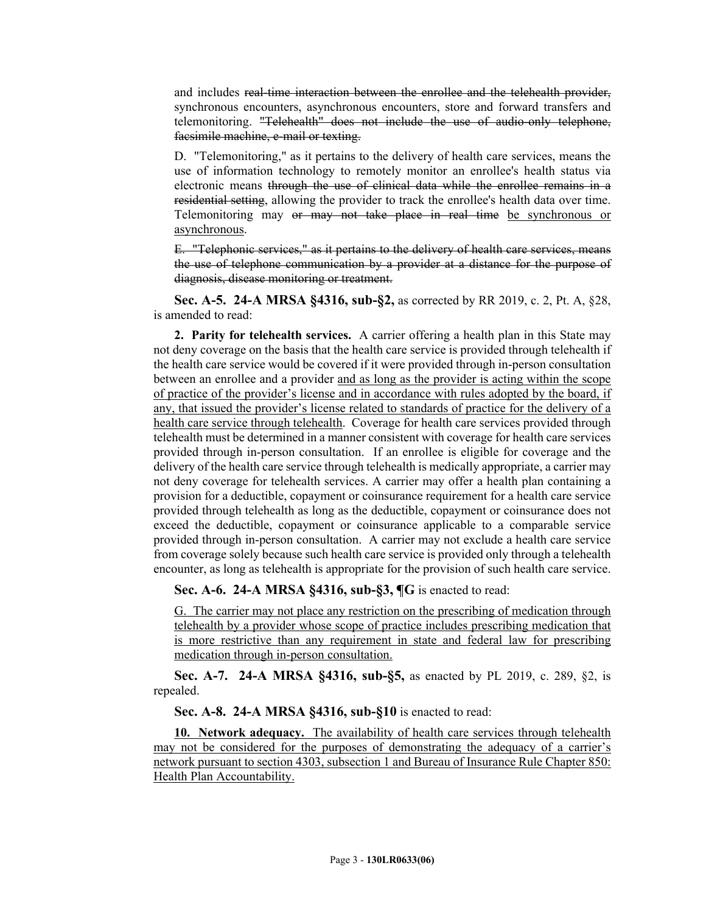and includes ~~real-time interaction between the enrollee and the telehealth provider,~~ synchronous encounters, asynchronous encounters, store and forward transfers and telemonitoring. ~~"Telehealth" does not include the use of audio-only telephone, facsimile machine, e-mail or texting.~~

D. "Telemonitoring," as it pertains to the delivery of health care services, means the use of information technology to remotely monitor an enrollee's health status via electronic means ~~through the use of clinical data while the enrollee remains in a residential setting~~, allowing the provider to track the enrollee's health data over time. Telemonitoring may ~~or may not take place in real time~~ <u>be synchronous or asynchronous</u>.

~~E. "Telephonic services," as it pertains to the delivery of health care services, means the use of telephone communication by a provider at a distance for the purpose of diagnosis, disease monitoring or treatment.~~

**Sec. A-5. 24-A MRSA §4316, sub-§2,** as corrected by RR 2019, c. 2, Pt. A, §28, is amended to read:

**2. Parity for telehealth services.** A carrier offering a health plan in this State may not deny coverage on the basis that the health care service is provided through telehealth if the health care service would be covered if it were provided through in-person consultation between an enrollee and a provider <u>and as long as the provider is acting within the scope of practice of the provider's license and in accordance with rules adopted by the board, if any, that issued the provider's license related to standards of practice for the delivery of a health care service through telehealth</u>. Coverage for health care services provided through telehealth must be determined in a manner consistent with coverage for health care services provided through in-person consultation. If an enrollee is eligible for coverage and the delivery of the health care service through telehealth is medically appropriate, a carrier may not deny coverage for telehealth services. A carrier may offer a health plan containing a provision for a deductible, copayment or coinsurance requirement for a health care service provided through telehealth as long as the deductible, copayment or coinsurance does not exceed the deductible, copayment or coinsurance applicable to a comparable service provided through in-person consultation. A carrier may not exclude a health care service from coverage solely because such health care service is provided only through a telehealth encounter, as long as telehealth is appropriate for the provision of such health care service.

**Sec. A-6. 24-A MRSA §4316, sub-§3, ¶G** is enacted to read:

<u>G. The carrier may not place any restriction on the prescribing of medication through telehealth by a provider whose scope of practice includes prescribing medication that is more restrictive than any requirement in state and federal law for prescribing medication through in-person consultation.</u>

**Sec. A-7. 24-A MRSA §4316, sub-§5,** as enacted by PL 2019, c. 289, §2, is repealed.

**Sec. A-8. 24-A MRSA §4316, sub-§10** is enacted to read:

<u>**10. Network adequacy.** The availability of health care services through telehealth may not be considered for the purposes of demonstrating the adequacy of a carrier's network pursuant to section 4303, subsection 1 and Bureau of Insurance Rule Chapter 850: Health Plan Accountability.</u>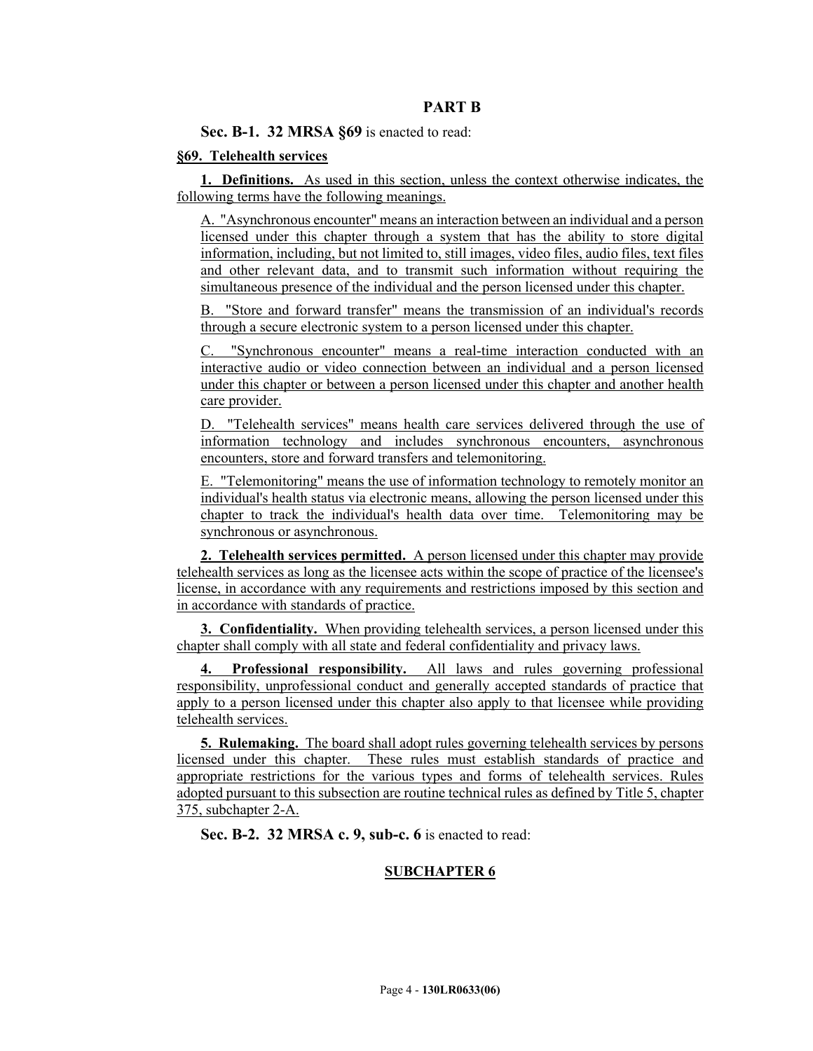## PART B

**Sec. B-1. 32 MRSA §69** is enacted to read:

**§69. Telehealth services**

**1. Definitions.** As used in this section, unless the context otherwise indicates, the following terms have the following meanings.

A. "Asynchronous encounter" means an interaction between an individual and a person licensed under this chapter through a system that has the ability to store digital information, including, but not limited to, still images, video files, audio files, text files and other relevant data, and to transmit such information without requiring the simultaneous presence of the individual and the person licensed under this chapter.

B. "Store and forward transfer" means the transmission of an individual's records through a secure electronic system to a person licensed under this chapter.

C. "Synchronous encounter" means a real-time interaction conducted with an interactive audio or video connection between an individual and a person licensed under this chapter or between a person licensed under this chapter and another health care provider.

D. "Telehealth services" means health care services delivered through the use of information technology and includes synchronous encounters, asynchronous encounters, store and forward transfers and telemonitoring.

E. "Telemonitoring" means the use of information technology to remotely monitor an individual's health status via electronic means, allowing the person licensed under this chapter to track the individual's health data over time. Telemonitoring may be synchronous or asynchronous.

**2. Telehealth services permitted.** A person licensed under this chapter may provide telehealth services as long as the licensee acts within the scope of practice of the licensee's license, in accordance with any requirements and restrictions imposed by this section and in accordance with standards of practice.

**3. Confidentiality.** When providing telehealth services, a person licensed under this chapter shall comply with all state and federal confidentiality and privacy laws.

**4. Professional responsibility.** All laws and rules governing professional responsibility, unprofessional conduct and generally accepted standards of practice that apply to a person licensed under this chapter also apply to that licensee while providing telehealth services.

**5. Rulemaking.** The board shall adopt rules governing telehealth services by persons licensed under this chapter. These rules must establish standards of practice and appropriate restrictions for the various types and forms of telehealth services. Rules adopted pursuant to this subsection are routine technical rules as defined by Title 5, chapter 375, subchapter 2-A.

**Sec. B-2. 32 MRSA c. 9, sub-c. 6** is enacted to read:

**SUBCHAPTER 6**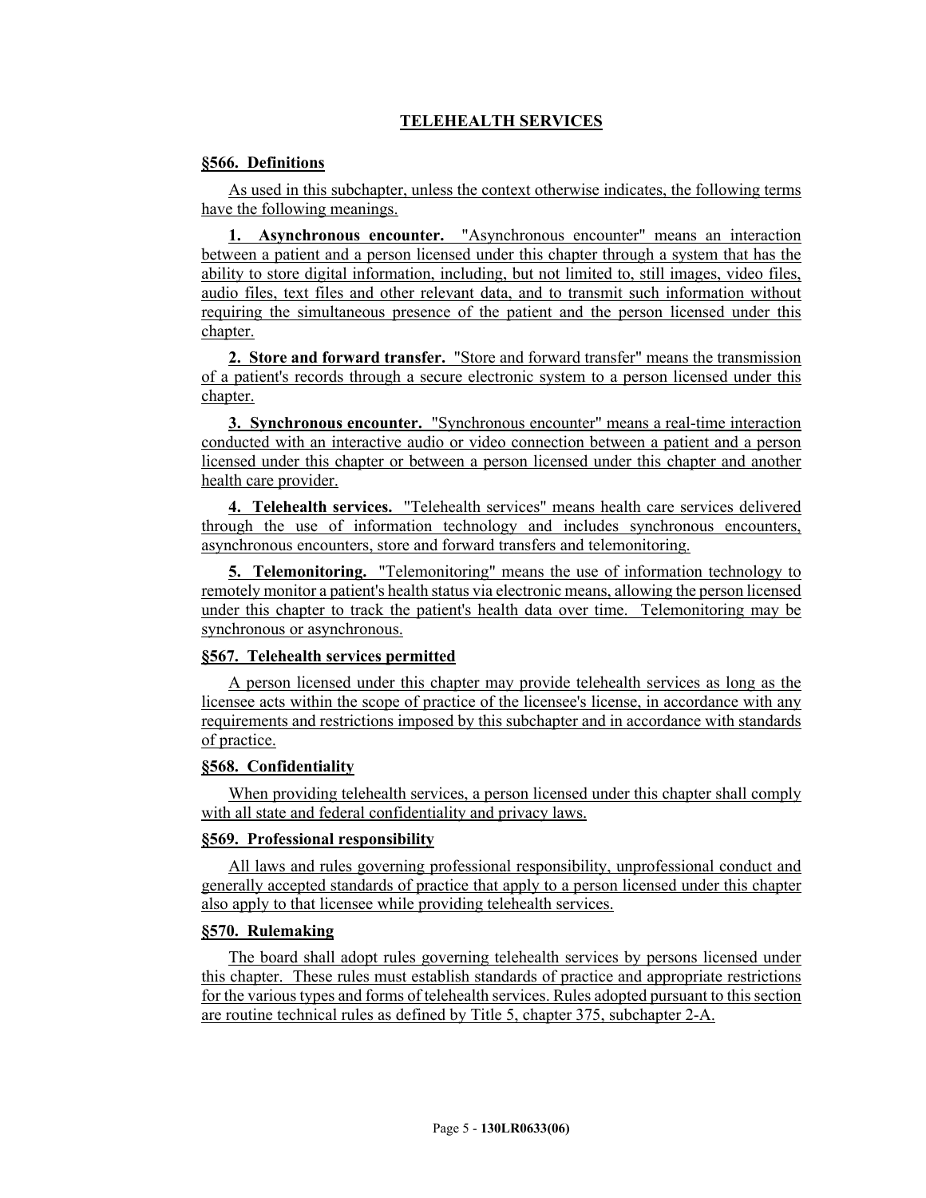## TELEHEALTH SERVICES

### §566. Definitions

As used in this subchapter, unless the context otherwise indicates, the following terms have the following meanings.

**1. Asynchronous encounter.** "Asynchronous encounter" means an interaction between a patient and a person licensed under this chapter through a system that has the ability to store digital information, including, but not limited to, still images, video files, audio files, text files and other relevant data, and to transmit such information without requiring the simultaneous presence of the patient and the person licensed under this chapter.

**2. Store and forward transfer.** "Store and forward transfer" means the transmission of a patient's records through a secure electronic system to a person licensed under this chapter.

**3. Synchronous encounter.** "Synchronous encounter" means a real-time interaction conducted with an interactive audio or video connection between a patient and a person licensed under this chapter or between a person licensed under this chapter and another health care provider.

**4. Telehealth services.** "Telehealth services" means health care services delivered through the use of information technology and includes synchronous encounters, asynchronous encounters, store and forward transfers and telemonitoring.

**5. Telemonitoring.** "Telemonitoring" means the use of information technology to remotely monitor a patient's health status via electronic means, allowing the person licensed under this chapter to track the patient's health data over time. Telemonitoring may be synchronous or asynchronous.

### §567. Telehealth services permitted

A person licensed under this chapter may provide telehealth services as long as the licensee acts within the scope of practice of the licensee's license, in accordance with any requirements and restrictions imposed by this subchapter and in accordance with standards of practice.

### §568. Confidentiality

When providing telehealth services, a person licensed under this chapter shall comply with all state and federal confidentiality and privacy laws.

### §569. Professional responsibility

All laws and rules governing professional responsibility, unprofessional conduct and generally accepted standards of practice that apply to a person licensed under this chapter also apply to that licensee while providing telehealth services.

### §570. Rulemaking

The board shall adopt rules governing telehealth services by persons licensed under this chapter. These rules must establish standards of practice and appropriate restrictions for the various types and forms of telehealth services. Rules adopted pursuant to this section are routine technical rules as defined by Title 5, chapter 375, subchapter 2-A.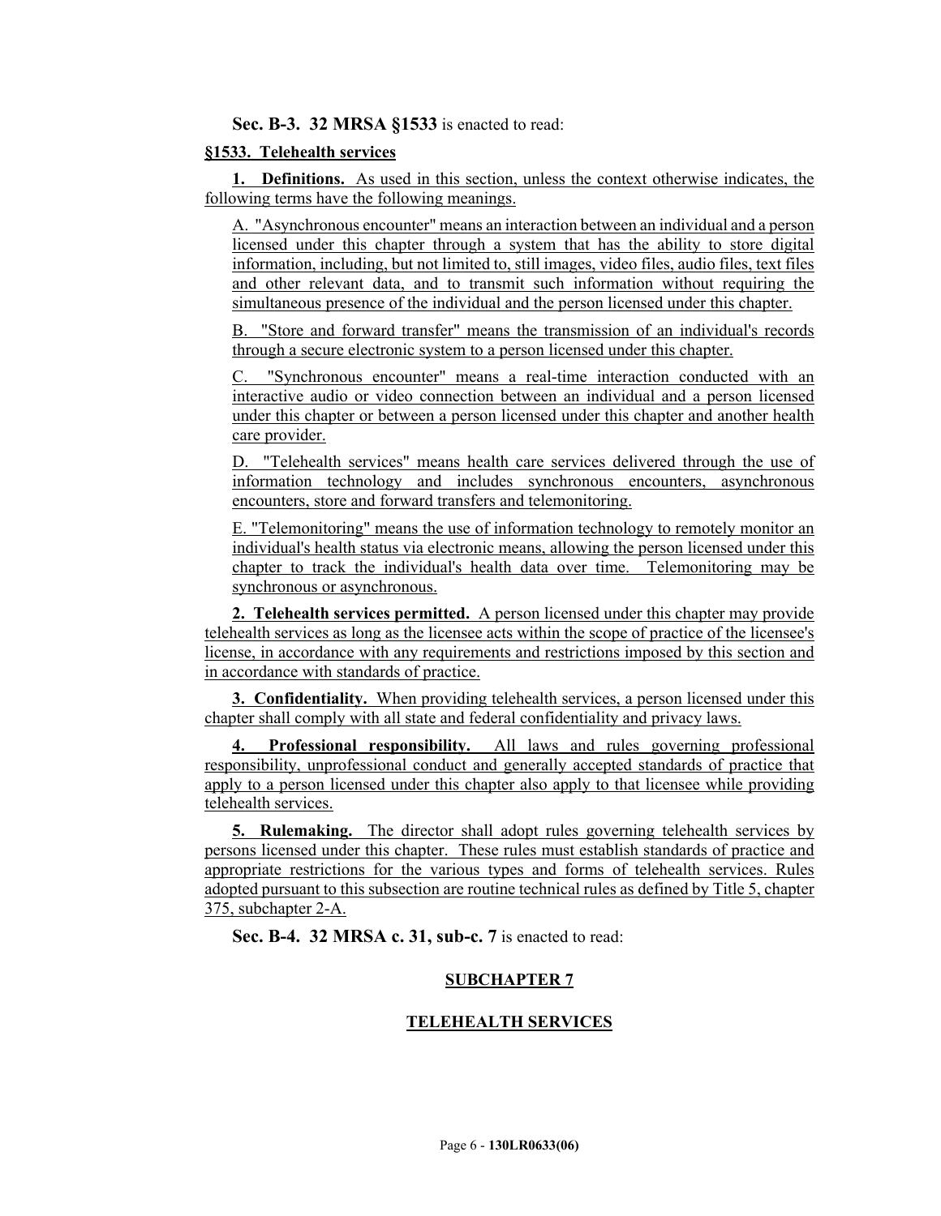**Sec. B-3. 32 MRSA §1533** is enacted to read:

**§1533. Telehealth services**

**1. Definitions.** As used in this section, unless the context otherwise indicates, the following terms have the following meanings.

A. "Asynchronous encounter" means an interaction between an individual and a person licensed under this chapter through a system that has the ability to store digital information, including, but not limited to, still images, video files, audio files, text files and other relevant data, and to transmit such information without requiring the simultaneous presence of the individual and the person licensed under this chapter.

B. "Store and forward transfer" means the transmission of an individual's records through a secure electronic system to a person licensed under this chapter.

C. "Synchronous encounter" means a real-time interaction conducted with an interactive audio or video connection between an individual and a person licensed under this chapter or between a person licensed under this chapter and another health care provider.

D. "Telehealth services" means health care services delivered through the use of information technology and includes synchronous encounters, asynchronous encounters, store and forward transfers and telemonitoring.

E. "Telemonitoring" means the use of information technology to remotely monitor an individual's health status via electronic means, allowing the person licensed under this chapter to track the individual's health data over time. Telemonitoring may be synchronous or asynchronous.

**2. Telehealth services permitted.** A person licensed under this chapter may provide telehealth services as long as the licensee acts within the scope of practice of the licensee's license, in accordance with any requirements and restrictions imposed by this section and in accordance with standards of practice.

**3. Confidentiality.** When providing telehealth services, a person licensed under this chapter shall comply with all state and federal confidentiality and privacy laws.

**4. Professional responsibility.** All laws and rules governing professional responsibility, unprofessional conduct and generally accepted standards of practice that apply to a person licensed under this chapter also apply to that licensee while providing telehealth services.

**5. Rulemaking.** The director shall adopt rules governing telehealth services by persons licensed under this chapter. These rules must establish standards of practice and appropriate restrictions for the various types and forms of telehealth services. Rules adopted pursuant to this subsection are routine technical rules as defined by Title 5, chapter 375, subchapter 2-A.

**Sec. B-4. 32 MRSA c. 31, sub-c. 7** is enacted to read:

**SUBCHAPTER 7**

**TELEHEALTH SERVICES**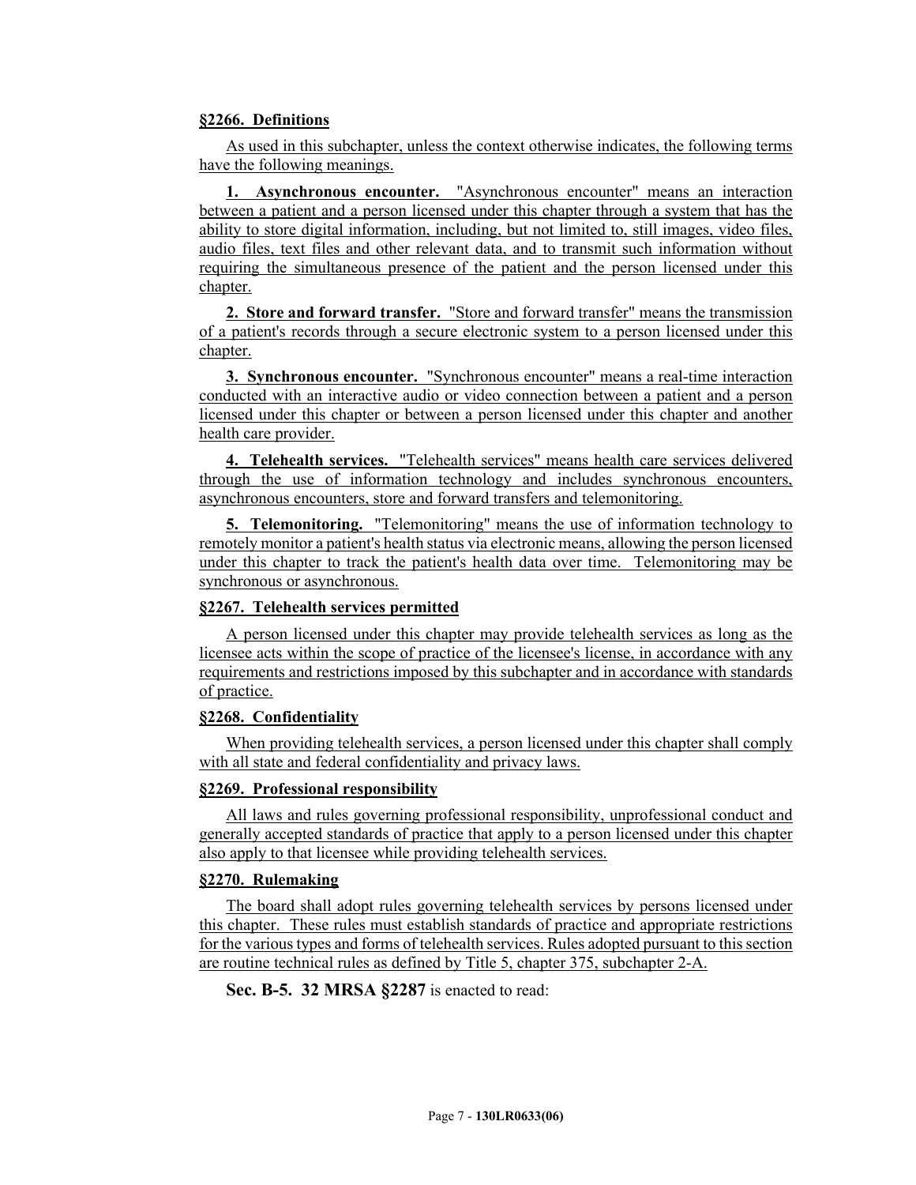**§2266. Definitions**

As used in this subchapter, unless the context otherwise indicates, the following terms have the following meanings.

**1. Asynchronous encounter.** "Asynchronous encounter" means an interaction between a patient and a person licensed under this chapter through a system that has the ability to store digital information, including, but not limited to, still images, video files, audio files, text files and other relevant data, and to transmit such information without requiring the simultaneous presence of the patient and the person licensed under this chapter.

**2. Store and forward transfer.** "Store and forward transfer" means the transmission of a patient's records through a secure electronic system to a person licensed under this chapter.

**3. Synchronous encounter.** "Synchronous encounter" means a real-time interaction conducted with an interactive audio or video connection between a patient and a person licensed under this chapter or between a person licensed under this chapter and another health care provider.

**4. Telehealth services.** "Telehealth services" means health care services delivered through the use of information technology and includes synchronous encounters, asynchronous encounters, store and forward transfers and telemonitoring.

**5. Telemonitoring.** "Telemonitoring" means the use of information technology to remotely monitor a patient's health status via electronic means, allowing the person licensed under this chapter to track the patient's health data over time. Telemonitoring may be synchronous or asynchronous.

**§2267. Telehealth services permitted**

A person licensed under this chapter may provide telehealth services as long as the licensee acts within the scope of practice of the licensee's license, in accordance with any requirements and restrictions imposed by this subchapter and in accordance with standards of practice.

**§2268. Confidentiality**

When providing telehealth services, a person licensed under this chapter shall comply with all state and federal confidentiality and privacy laws.

**§2269. Professional responsibility**

All laws and rules governing professional responsibility, unprofessional conduct and generally accepted standards of practice that apply to a person licensed under this chapter also apply to that licensee while providing telehealth services.

**§2270. Rulemaking**

The board shall adopt rules governing telehealth services by persons licensed under this chapter. These rules must establish standards of practice and appropriate restrictions for the various types and forms of telehealth services. Rules adopted pursuant to this section are routine technical rules as defined by Title 5, chapter 375, subchapter 2-A.

**Sec. B-5. 32 MRSA §2287** is enacted to read: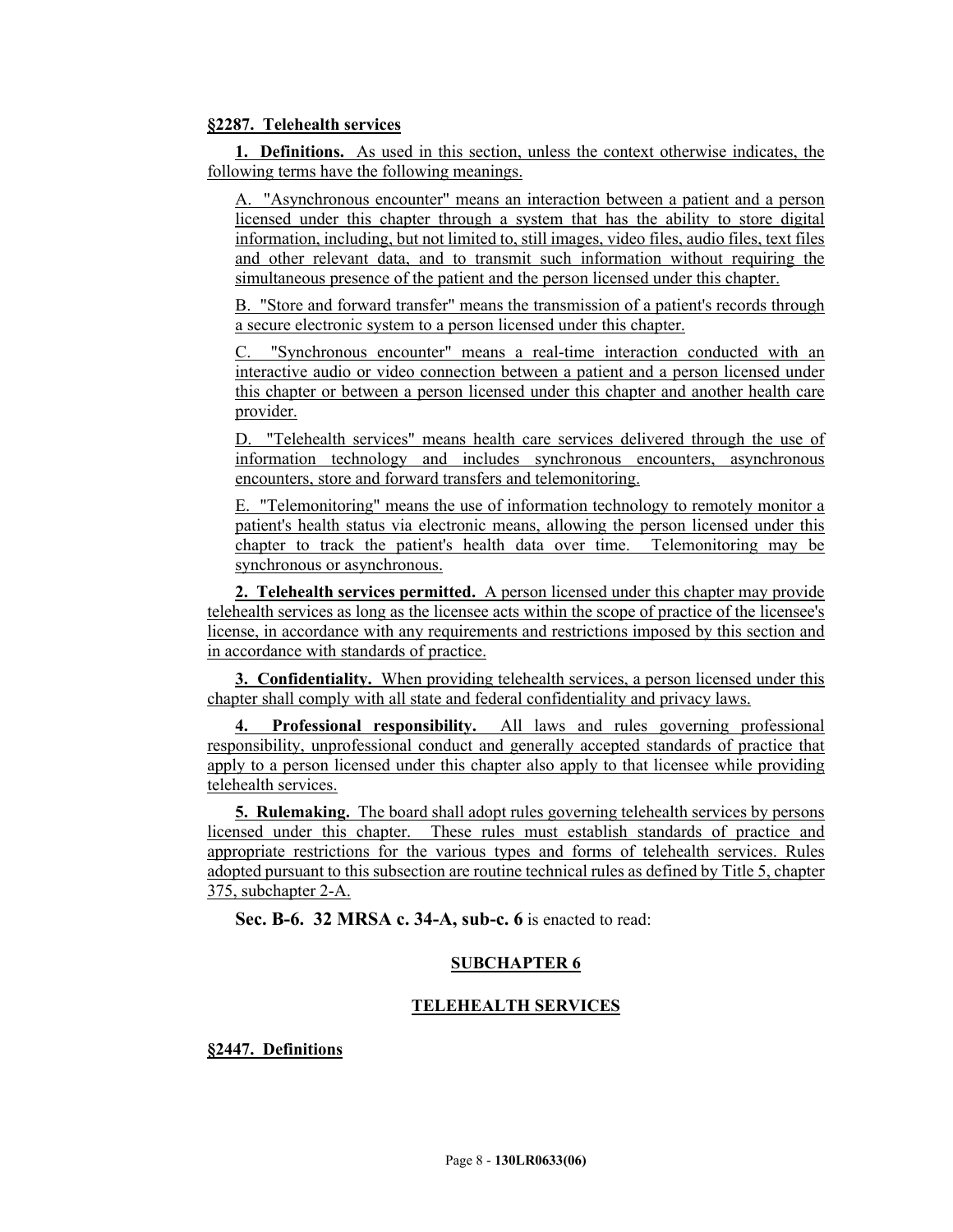**§2287. Telehealth services**

**1. Definitions.** As used in this section, unless the context otherwise indicates, the following terms have the following meanings.

A. "Asynchronous encounter" means an interaction between a patient and a person licensed under this chapter through a system that has the ability to store digital information, including, but not limited to, still images, video files, audio files, text files and other relevant data, and to transmit such information without requiring the simultaneous presence of the patient and the person licensed under this chapter.

B. "Store and forward transfer" means the transmission of a patient's records through a secure electronic system to a person licensed under this chapter.

C. "Synchronous encounter" means a real-time interaction conducted with an interactive audio or video connection between a patient and a person licensed under this chapter or between a person licensed under this chapter and another health care provider.

D. "Telehealth services" means health care services delivered through the use of information technology and includes synchronous encounters, asynchronous encounters, store and forward transfers and telemonitoring.

E. "Telemonitoring" means the use of information technology to remotely monitor a patient's health status via electronic means, allowing the person licensed under this chapter to track the patient's health data over time. Telemonitoring may be synchronous or asynchronous.

**2. Telehealth services permitted.** A person licensed under this chapter may provide telehealth services as long as the licensee acts within the scope of practice of the licensee's license, in accordance with any requirements and restrictions imposed by this section and in accordance with standards of practice.

**3. Confidentiality.** When providing telehealth services, a person licensed under this chapter shall comply with all state and federal confidentiality and privacy laws.

**4. Professional responsibility.** All laws and rules governing professional responsibility, unprofessional conduct and generally accepted standards of practice that apply to a person licensed under this chapter also apply to that licensee while providing telehealth services.

**5. Rulemaking.** The board shall adopt rules governing telehealth services by persons licensed under this chapter. These rules must establish standards of practice and appropriate restrictions for the various types and forms of telehealth services. Rules adopted pursuant to this subsection are routine technical rules as defined by Title 5, chapter 375, subchapter 2-A.

**Sec. B-6. 32 MRSA c. 34-A, sub-c. 6** is enacted to read:

**SUBCHAPTER 6**

**TELEHEALTH SERVICES**

**§2447. Definitions**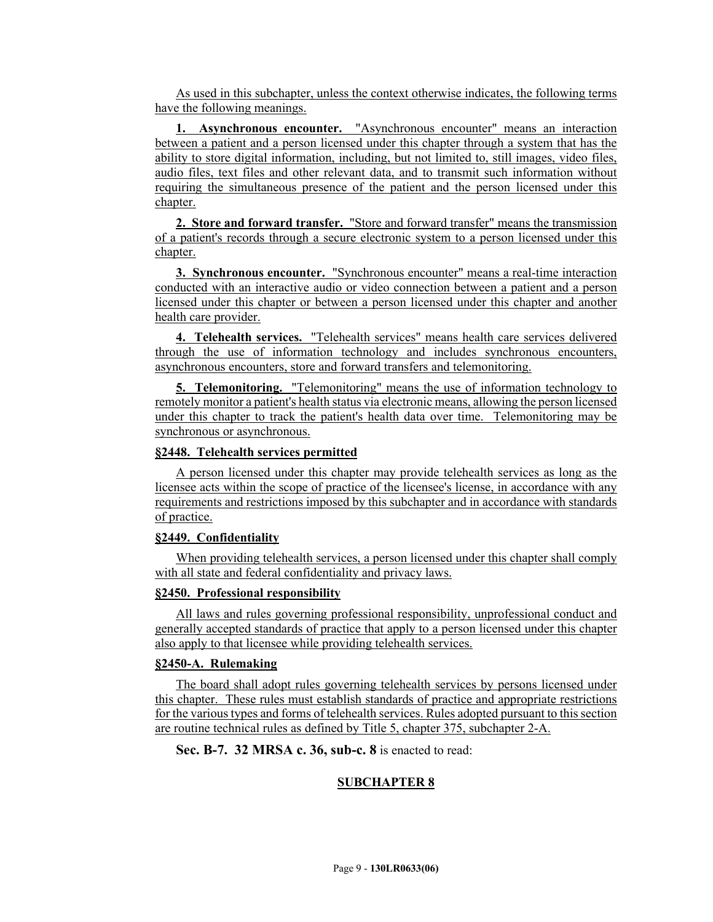As used in this subchapter, unless the context otherwise indicates, the following terms have the following meanings.

**1. Asynchronous encounter.** "Asynchronous encounter" means an interaction between a patient and a person licensed under this chapter through a system that has the ability to store digital information, including, but not limited to, still images, video files, audio files, text files and other relevant data, and to transmit such information without requiring the simultaneous presence of the patient and the person licensed under this chapter.

**2. Store and forward transfer.** "Store and forward transfer" means the transmission of a patient's records through a secure electronic system to a person licensed under this chapter.

**3. Synchronous encounter.** "Synchronous encounter" means a real-time interaction conducted with an interactive audio or video connection between a patient and a person licensed under this chapter or between a person licensed under this chapter and another health care provider.

**4. Telehealth services.** "Telehealth services" means health care services delivered through the use of information technology and includes synchronous encounters, asynchronous encounters, store and forward transfers and telemonitoring.

**5. Telemonitoring.** "Telemonitoring" means the use of information technology to remotely monitor a patient's health status via electronic means, allowing the person licensed under this chapter to track the patient's health data over time. Telemonitoring may be synchronous or asynchronous.

**§2448. Telehealth services permitted**

A person licensed under this chapter may provide telehealth services as long as the licensee acts within the scope of practice of the licensee's license, in accordance with any requirements and restrictions imposed by this subchapter and in accordance with standards of practice.

**§2449. Confidentiality**

When providing telehealth services, a person licensed under this chapter shall comply with all state and federal confidentiality and privacy laws.

**§2450. Professional responsibility**

All laws and rules governing professional responsibility, unprofessional conduct and generally accepted standards of practice that apply to a person licensed under this chapter also apply to that licensee while providing telehealth services.

**§2450-A. Rulemaking**

The board shall adopt rules governing telehealth services by persons licensed under this chapter. These rules must establish standards of practice and appropriate restrictions for the various types and forms of telehealth services. Rules adopted pursuant to this section are routine technical rules as defined by Title 5, chapter 375, subchapter 2-A.

**Sec. B-7. 32 MRSA c. 36, sub-c. 8** is enacted to read:

**SUBCHAPTER 8**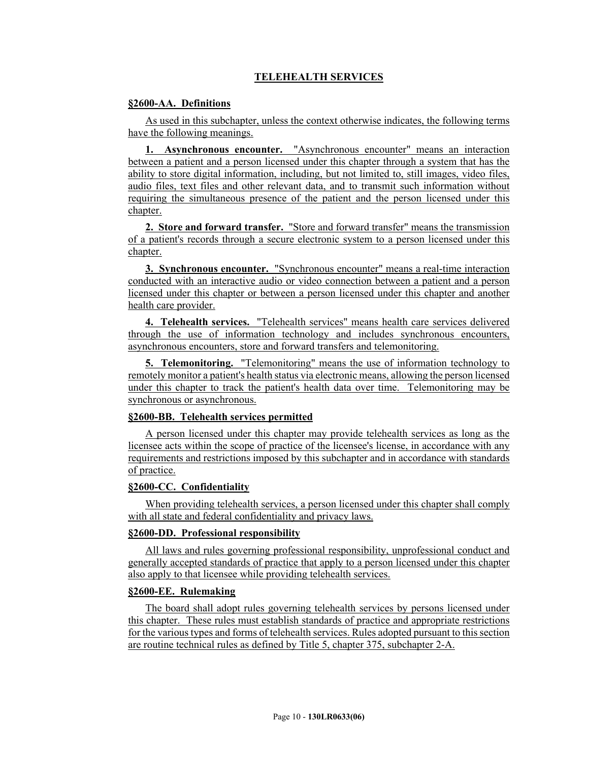**TELEHEALTH SERVICES**

**§2600-AA. Definitions**

As used in this subchapter, unless the context otherwise indicates, the following terms have the following meanings.

**1. Asynchronous encounter.** "Asynchronous encounter" means an interaction between a patient and a person licensed under this chapter through a system that has the ability to store digital information, including, but not limited to, still images, video files, audio files, text files and other relevant data, and to transmit such information without requiring the simultaneous presence of the patient and the person licensed under this chapter.

**2. Store and forward transfer.** "Store and forward transfer" means the transmission of a patient's records through a secure electronic system to a person licensed under this chapter.

**3. Synchronous encounter.** "Synchronous encounter" means a real-time interaction conducted with an interactive audio or video connection between a patient and a person licensed under this chapter or between a person licensed under this chapter and another health care provider.

**4. Telehealth services.** "Telehealth services" means health care services delivered through the use of information technology and includes synchronous encounters, asynchronous encounters, store and forward transfers and telemonitoring.

**5. Telemonitoring.** "Telemonitoring" means the use of information technology to remotely monitor a patient's health status via electronic means, allowing the person licensed under this chapter to track the patient's health data over time. Telemonitoring may be synchronous or asynchronous.

**§2600-BB. Telehealth services permitted**

A person licensed under this chapter may provide telehealth services as long as the licensee acts within the scope of practice of the licensee's license, in accordance with any requirements and restrictions imposed by this subchapter and in accordance with standards of practice.

**§2600-CC. Confidentiality**

When providing telehealth services, a person licensed under this chapter shall comply with all state and federal confidentiality and privacy laws.

**§2600-DD. Professional responsibility**

All laws and rules governing professional responsibility, unprofessional conduct and generally accepted standards of practice that apply to a person licensed under this chapter also apply to that licensee while providing telehealth services.

**§2600-EE. Rulemaking**

The board shall adopt rules governing telehealth services by persons licensed under this chapter. These rules must establish standards of practice and appropriate restrictions for the various types and forms of telehealth services. Rules adopted pursuant to this section are routine technical rules as defined by Title 5, chapter 375, subchapter 2-A.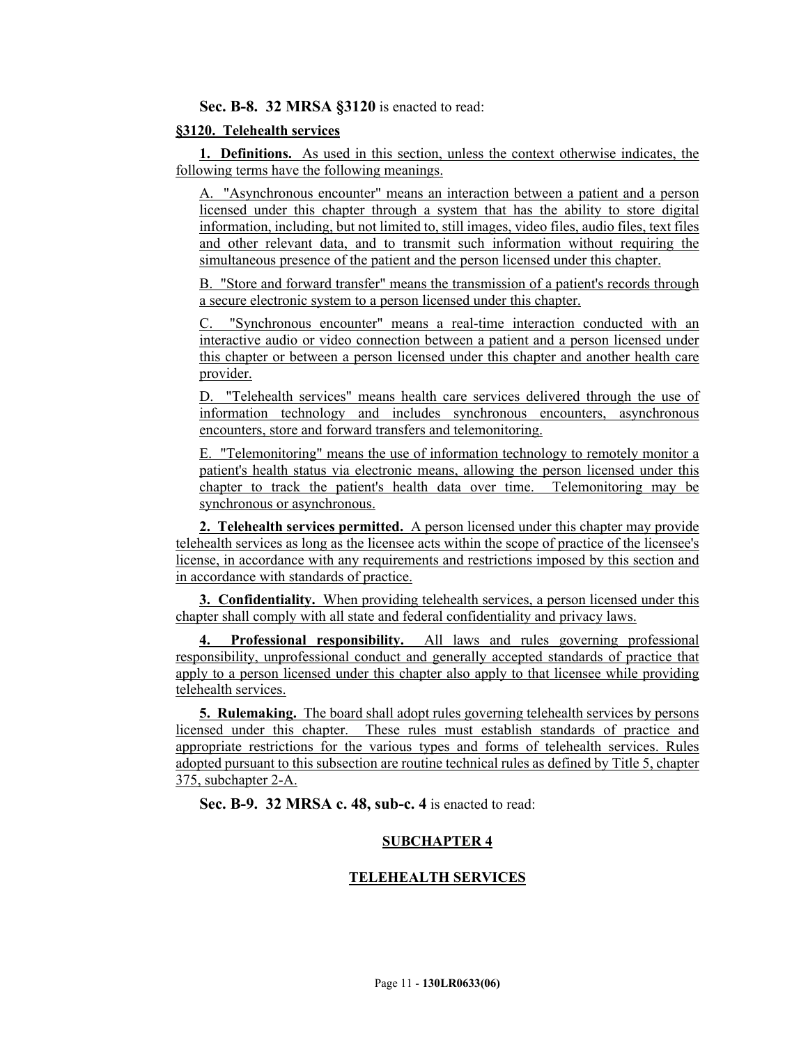**Sec. B-8. 32 MRSA §3120** is enacted to read:

**§3120. Telehealth services**

**1. Definitions.** As used in this section, unless the context otherwise indicates, the following terms have the following meanings.

A. "Asynchronous encounter" means an interaction between a patient and a person licensed under this chapter through a system that has the ability to store digital information, including, but not limited to, still images, video files, audio files, text files and other relevant data, and to transmit such information without requiring the simultaneous presence of the patient and the person licensed under this chapter.

B. "Store and forward transfer" means the transmission of a patient's records through a secure electronic system to a person licensed under this chapter.

C. "Synchronous encounter" means a real-time interaction conducted with an interactive audio or video connection between a patient and a person licensed under this chapter or between a person licensed under this chapter and another health care provider.

D. "Telehealth services" means health care services delivered through the use of information technology and includes synchronous encounters, asynchronous encounters, store and forward transfers and telemonitoring.

E. "Telemonitoring" means the use of information technology to remotely monitor a patient's health status via electronic means, allowing the person licensed under this chapter to track the patient's health data over time. Telemonitoring may be synchronous or asynchronous.

**2. Telehealth services permitted.** A person licensed under this chapter may provide telehealth services as long as the licensee acts within the scope of practice of the licensee's license, in accordance with any requirements and restrictions imposed by this section and in accordance with standards of practice.

**3. Confidentiality.** When providing telehealth services, a person licensed under this chapter shall comply with all state and federal confidentiality and privacy laws.

**4. Professional responsibility.** All laws and rules governing professional responsibility, unprofessional conduct and generally accepted standards of practice that apply to a person licensed under this chapter also apply to that licensee while providing telehealth services.

**5. Rulemaking.** The board shall adopt rules governing telehealth services by persons licensed under this chapter. These rules must establish standards of practice and appropriate restrictions for the various types and forms of telehealth services. Rules adopted pursuant to this subsection are routine technical rules as defined by Title 5, chapter 375, subchapter 2-A.

**Sec. B-9. 32 MRSA c. 48, sub-c. 4** is enacted to read:

**SUBCHAPTER 4**

**TELEHEALTH SERVICES**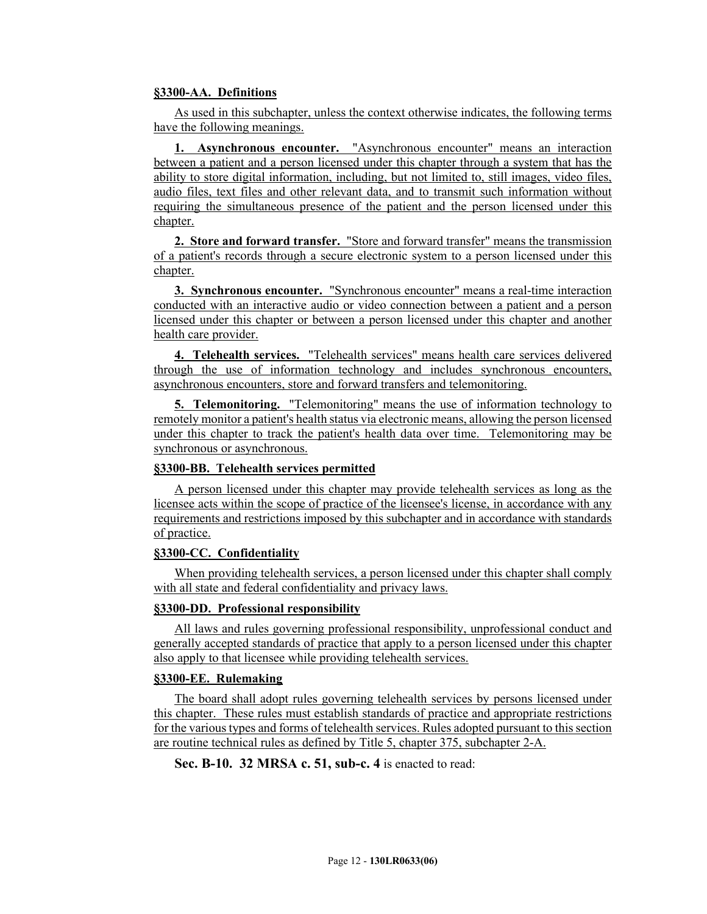**§3300-AA. Definitions**

As used in this subchapter, unless the context otherwise indicates, the following terms have the following meanings.

**1. Asynchronous encounter.** "Asynchronous encounter" means an interaction between a patient and a person licensed under this chapter through a system that has the ability to store digital information, including, but not limited to, still images, video files, audio files, text files and other relevant data, and to transmit such information without requiring the simultaneous presence of the patient and the person licensed under this chapter.

**2. Store and forward transfer.** "Store and forward transfer" means the transmission of a patient's records through a secure electronic system to a person licensed under this chapter.

**3. Synchronous encounter.** "Synchronous encounter" means a real-time interaction conducted with an interactive audio or video connection between a patient and a person licensed under this chapter or between a person licensed under this chapter and another health care provider.

**4. Telehealth services.** "Telehealth services" means health care services delivered through the use of information technology and includes synchronous encounters, asynchronous encounters, store and forward transfers and telemonitoring.

**5. Telemonitoring.** "Telemonitoring" means the use of information technology to remotely monitor a patient's health status via electronic means, allowing the person licensed under this chapter to track the patient's health data over time. Telemonitoring may be synchronous or asynchronous.

**§3300-BB. Telehealth services permitted**

A person licensed under this chapter may provide telehealth services as long as the licensee acts within the scope of practice of the licensee's license, in accordance with any requirements and restrictions imposed by this subchapter and in accordance with standards of practice.

**§3300-CC. Confidentiality**

When providing telehealth services, a person licensed under this chapter shall comply with all state and federal confidentiality and privacy laws.

**§3300-DD. Professional responsibility**

All laws and rules governing professional responsibility, unprofessional conduct and generally accepted standards of practice that apply to a person licensed under this chapter also apply to that licensee while providing telehealth services.

**§3300-EE. Rulemaking**

The board shall adopt rules governing telehealth services by persons licensed under this chapter. These rules must establish standards of practice and appropriate restrictions for the various types and forms of telehealth services. Rules adopted pursuant to this section are routine technical rules as defined by Title 5, chapter 375, subchapter 2-A.

**Sec. B-10. 32 MRSA c. 51, sub-c. 4** is enacted to read: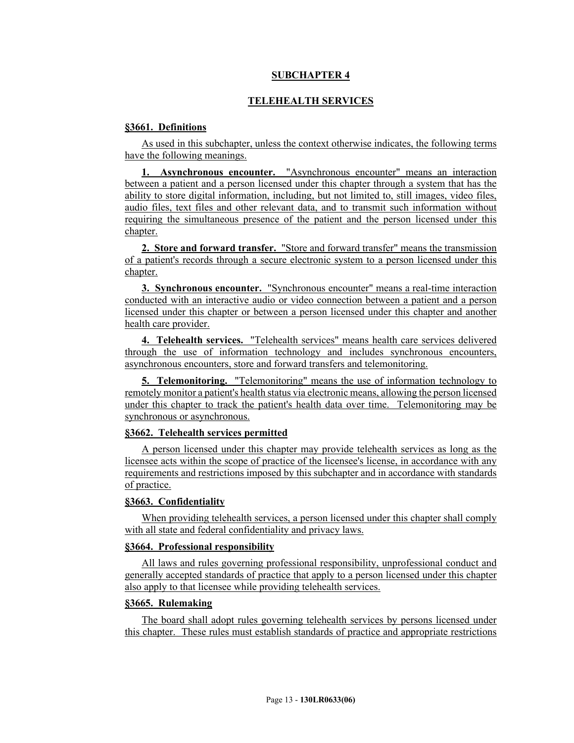## SUBCHAPTER 4

## TELEHEALTH SERVICES

### §3661. Definitions

As used in this subchapter, unless the context otherwise indicates, the following terms have the following meanings.

**1. Asynchronous encounter.** "Asynchronous encounter" means an interaction between a patient and a person licensed under this chapter through a system that has the ability to store digital information, including, but not limited to, still images, video files, audio files, text files and other relevant data, and to transmit such information without requiring the simultaneous presence of the patient and the person licensed under this chapter.

**2. Store and forward transfer.** "Store and forward transfer" means the transmission of a patient's records through a secure electronic system to a person licensed under this chapter.

**3. Synchronous encounter.** "Synchronous encounter" means a real-time interaction conducted with an interactive audio or video connection between a patient and a person licensed under this chapter or between a person licensed under this chapter and another health care provider.

**4. Telehealth services.** "Telehealth services" means health care services delivered through the use of information technology and includes synchronous encounters, asynchronous encounters, store and forward transfers and telemonitoring.

**5. Telemonitoring.** "Telemonitoring" means the use of information technology to remotely monitor a patient's health status via electronic means, allowing the person licensed under this chapter to track the patient's health data over time. Telemonitoring may be synchronous or asynchronous.

### §3662. Telehealth services permitted

A person licensed under this chapter may provide telehealth services as long as the licensee acts within the scope of practice of the licensee's license, in accordance with any requirements and restrictions imposed by this subchapter and in accordance with standards of practice.

### §3663. Confidentiality

When providing telehealth services, a person licensed under this chapter shall comply with all state and federal confidentiality and privacy laws.

### §3664. Professional responsibility

All laws and rules governing professional responsibility, unprofessional conduct and generally accepted standards of practice that apply to a person licensed under this chapter also apply to that licensee while providing telehealth services.

### §3665. Rulemaking

The board shall adopt rules governing telehealth services by persons licensed under this chapter. These rules must establish standards of practice and appropriate restrictions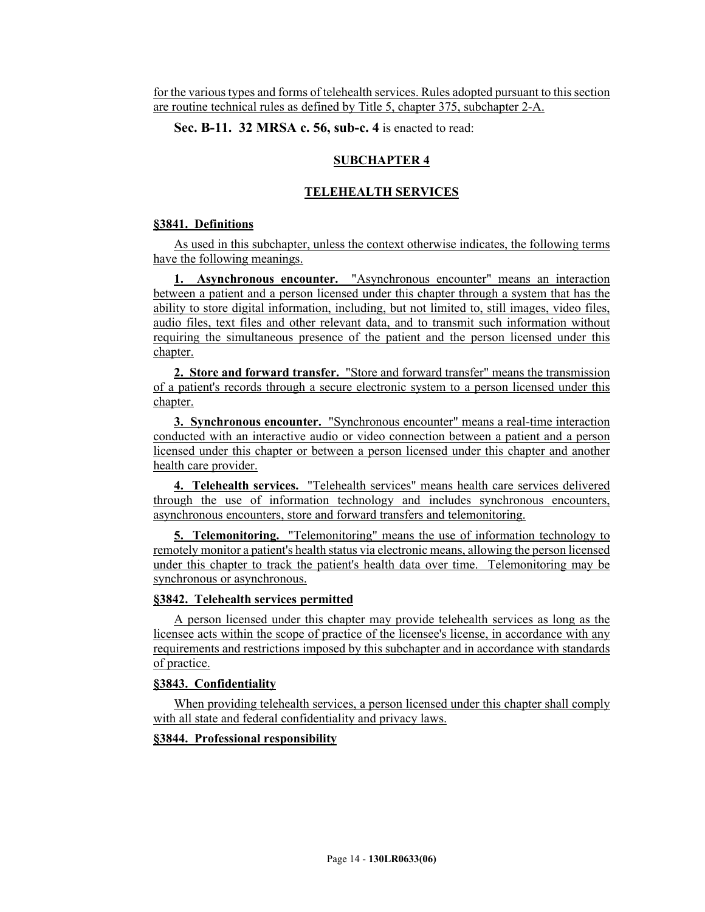for the various types and forms of telehealth services. Rules adopted pursuant to this section are routine technical rules as defined by Title 5, chapter 375, subchapter 2-A.

**Sec. B-11. 32 MRSA c. 56, sub-c. 4** is enacted to read:

## SUBCHAPTER 4

## TELEHEALTH SERVICES

### §3841. Definitions

As used in this subchapter, unless the context otherwise indicates, the following terms have the following meanings.

**1. Asynchronous encounter.** "Asynchronous encounter" means an interaction between a patient and a person licensed under this chapter through a system that has the ability to store digital information, including, but not limited to, still images, video files, audio files, text files and other relevant data, and to transmit such information without requiring the simultaneous presence of the patient and the person licensed under this chapter.

**2. Store and forward transfer.** "Store and forward transfer" means the transmission of a patient's records through a secure electronic system to a person licensed under this chapter.

**3. Synchronous encounter.** "Synchronous encounter" means a real-time interaction conducted with an interactive audio or video connection between a patient and a person licensed under this chapter or between a person licensed under this chapter and another health care provider.

**4. Telehealth services.** "Telehealth services" means health care services delivered through the use of information technology and includes synchronous encounters, asynchronous encounters, store and forward transfers and telemonitoring.

**5. Telemonitoring.** "Telemonitoring" means the use of information technology to remotely monitor a patient's health status via electronic means, allowing the person licensed under this chapter to track the patient's health data over time. Telemonitoring may be synchronous or asynchronous.

### §3842. Telehealth services permitted

A person licensed under this chapter may provide telehealth services as long as the licensee acts within the scope of practice of the licensee's license, in accordance with any requirements and restrictions imposed by this subchapter and in accordance with standards of practice.

### §3843. Confidentiality

When providing telehealth services, a person licensed under this chapter shall comply with all state and federal confidentiality and privacy laws.

### §3844. Professional responsibility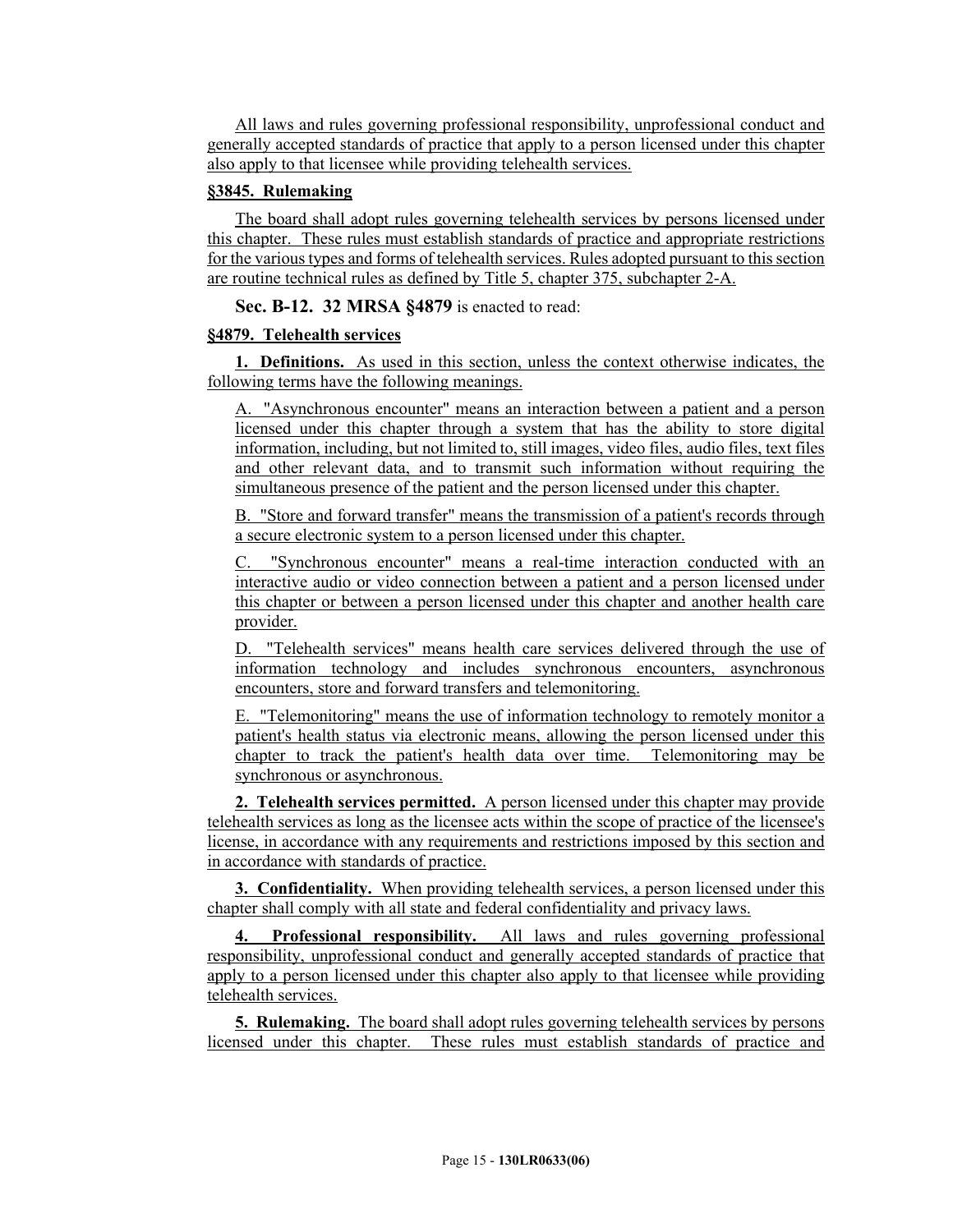All laws and rules governing professional responsibility, unprofessional conduct and generally accepted standards of practice that apply to a person licensed under this chapter also apply to that licensee while providing telehealth services.

**§3845. Rulemaking**

The board shall adopt rules governing telehealth services by persons licensed under this chapter. These rules must establish standards of practice and appropriate restrictions for the various types and forms of telehealth services. Rules adopted pursuant to this section are routine technical rules as defined by Title 5, chapter 375, subchapter 2-A.

**Sec. B-12. 32 MRSA §4879** is enacted to read:

**§4879. Telehealth services**

**1. Definitions.** As used in this section, unless the context otherwise indicates, the following terms have the following meanings.

A. "Asynchronous encounter" means an interaction between a patient and a person licensed under this chapter through a system that has the ability to store digital information, including, but not limited to, still images, video files, audio files, text files and other relevant data, and to transmit such information without requiring the simultaneous presence of the patient and the person licensed under this chapter.

B. "Store and forward transfer" means the transmission of a patient's records through a secure electronic system to a person licensed under this chapter.

C. "Synchronous encounter" means a real-time interaction conducted with an interactive audio or video connection between a patient and a person licensed under this chapter or between a person licensed under this chapter and another health care provider.

D. "Telehealth services" means health care services delivered through the use of information technology and includes synchronous encounters, asynchronous encounters, store and forward transfers and telemonitoring.

E. "Telemonitoring" means the use of information technology to remotely monitor a patient's health status via electronic means, allowing the person licensed under this chapter to track the patient's health data over time. Telemonitoring may be synchronous or asynchronous.

**2. Telehealth services permitted.** A person licensed under this chapter may provide telehealth services as long as the licensee acts within the scope of practice of the licensee's license, in accordance with any requirements and restrictions imposed by this section and in accordance with standards of practice.

**3. Confidentiality.** When providing telehealth services, a person licensed under this chapter shall comply with all state and federal confidentiality and privacy laws.

**4. Professional responsibility.** All laws and rules governing professional responsibility, unprofessional conduct and generally accepted standards of practice that apply to a person licensed under this chapter also apply to that licensee while providing telehealth services.

**5. Rulemaking.** The board shall adopt rules governing telehealth services by persons licensed under this chapter. These rules must establish standards of practice and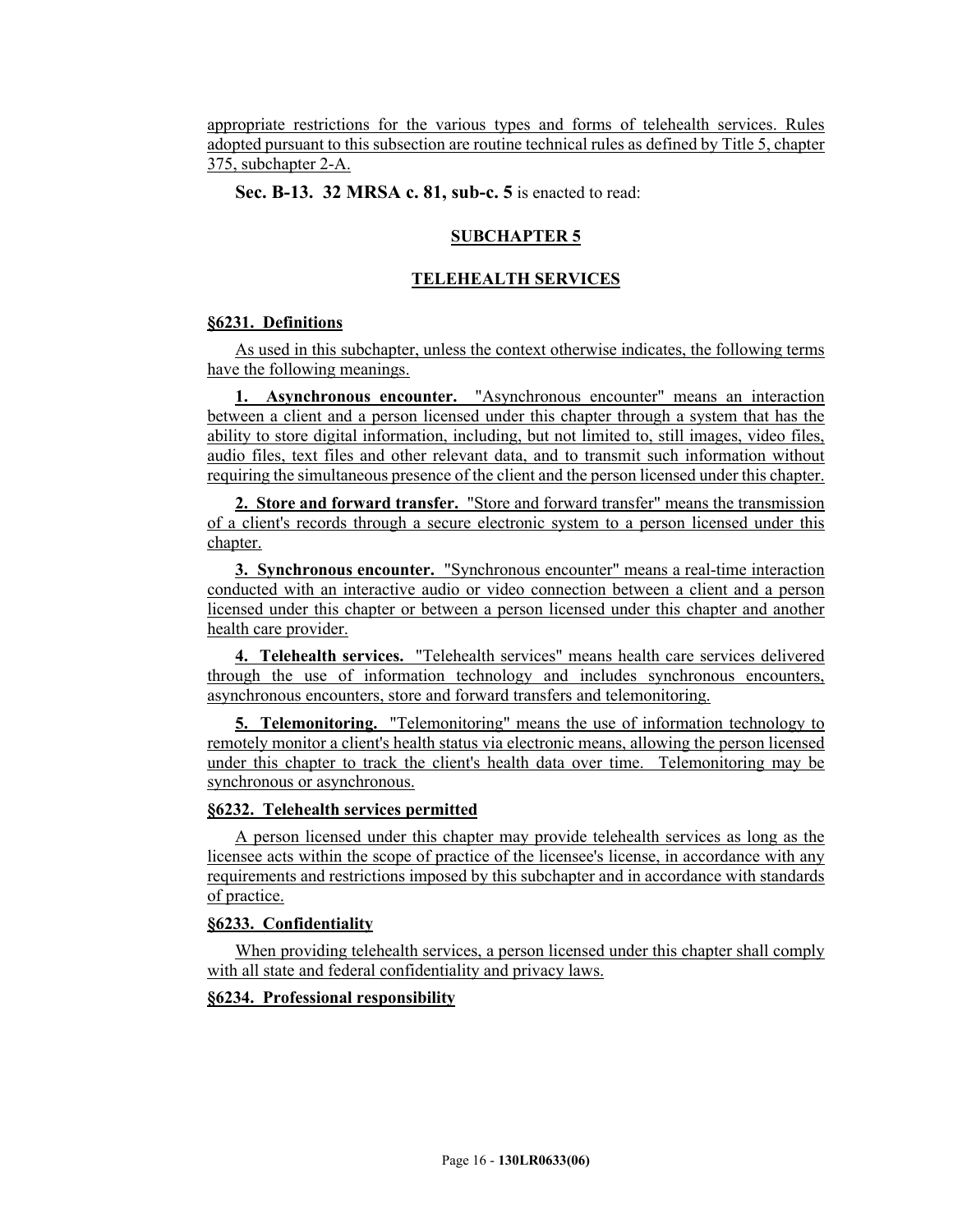appropriate restrictions for the various types and forms of telehealth services. Rules adopted pursuant to this subsection are routine technical rules as defined by Title 5, chapter 375, subchapter 2-A.

**Sec. B-13. 32 MRSA c. 81, sub-c. 5** is enacted to read:

## SUBCHAPTER 5

## TELEHEALTH SERVICES

**§6231. Definitions**

As used in this subchapter, unless the context otherwise indicates, the following terms have the following meanings.

**1. Asynchronous encounter.** "Asynchronous encounter" means an interaction between a client and a person licensed under this chapter through a system that has the ability to store digital information, including, but not limited to, still images, video files, audio files, text files and other relevant data, and to transmit such information without requiring the simultaneous presence of the client and the person licensed under this chapter.

**2. Store and forward transfer.** "Store and forward transfer" means the transmission of a client's records through a secure electronic system to a person licensed under this chapter.

**3. Synchronous encounter.** "Synchronous encounter" means a real-time interaction conducted with an interactive audio or video connection between a client and a person licensed under this chapter or between a person licensed under this chapter and another health care provider.

**4. Telehealth services.** "Telehealth services" means health care services delivered through the use of information technology and includes synchronous encounters, asynchronous encounters, store and forward transfers and telemonitoring.

**5. Telemonitoring.** "Telemonitoring" means the use of information technology to remotely monitor a client's health status via electronic means, allowing the person licensed under this chapter to track the client's health data over time. Telemonitoring may be synchronous or asynchronous.

**§6232. Telehealth services permitted**

A person licensed under this chapter may provide telehealth services as long as the licensee acts within the scope of practice of the licensee's license, in accordance with any requirements and restrictions imposed by this subchapter and in accordance with standards of practice.

**§6233. Confidentiality**

When providing telehealth services, a person licensed under this chapter shall comply with all state and federal confidentiality and privacy laws.

**§6234. Professional responsibility**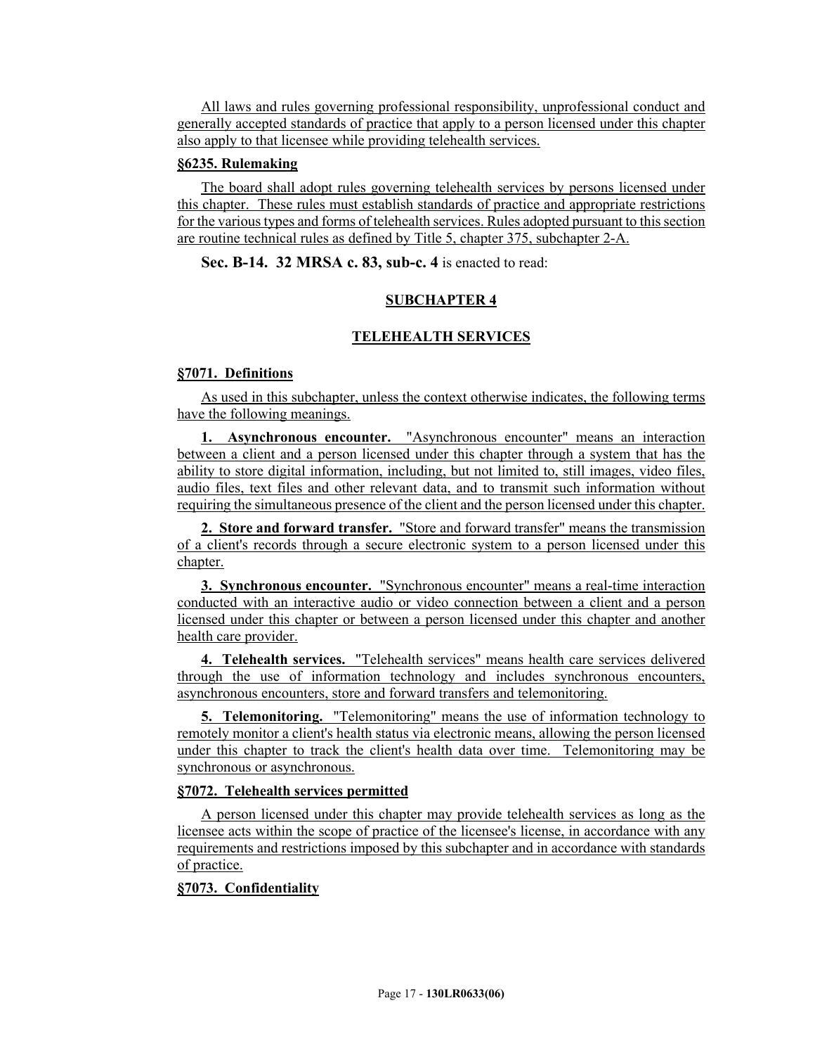All laws and rules governing professional responsibility, unprofessional conduct and generally accepted standards of practice that apply to a person licensed under this chapter also apply to that licensee while providing telehealth services.

**§6235. Rulemaking**

The board shall adopt rules governing telehealth services by persons licensed under this chapter. These rules must establish standards of practice and appropriate restrictions for the various types and forms of telehealth services. Rules adopted pursuant to this section are routine technical rules as defined by Title 5, chapter 375, subchapter 2-A.

**Sec. B-14. 32 MRSA c. 83, sub-c. 4** is enacted to read:

**SUBCHAPTER 4**

**TELEHEALTH SERVICES**

**§7071. Definitions**

As used in this subchapter, unless the context otherwise indicates, the following terms have the following meanings.

**1. Asynchronous encounter.** "Asynchronous encounter" means an interaction between a client and a person licensed under this chapter through a system that has the ability to store digital information, including, but not limited to, still images, video files, audio files, text files and other relevant data, and to transmit such information without requiring the simultaneous presence of the client and the person licensed under this chapter.

**2. Store and forward transfer.** "Store and forward transfer" means the transmission of a client's records through a secure electronic system to a person licensed under this chapter.

**3. Synchronous encounter.** "Synchronous encounter" means a real-time interaction conducted with an interactive audio or video connection between a client and a person licensed under this chapter or between a person licensed under this chapter and another health care provider.

**4. Telehealth services.** "Telehealth services" means health care services delivered through the use of information technology and includes synchronous encounters, asynchronous encounters, store and forward transfers and telemonitoring.

**5. Telemonitoring.** "Telemonitoring" means the use of information technology to remotely monitor a client's health status via electronic means, allowing the person licensed under this chapter to track the client's health data over time. Telemonitoring may be synchronous or asynchronous.

**§7072. Telehealth services permitted**

A person licensed under this chapter may provide telehealth services as long as the licensee acts within the scope of practice of the licensee's license, in accordance with any requirements and restrictions imposed by this subchapter and in accordance with standards of practice.

**§7073. Confidentiality**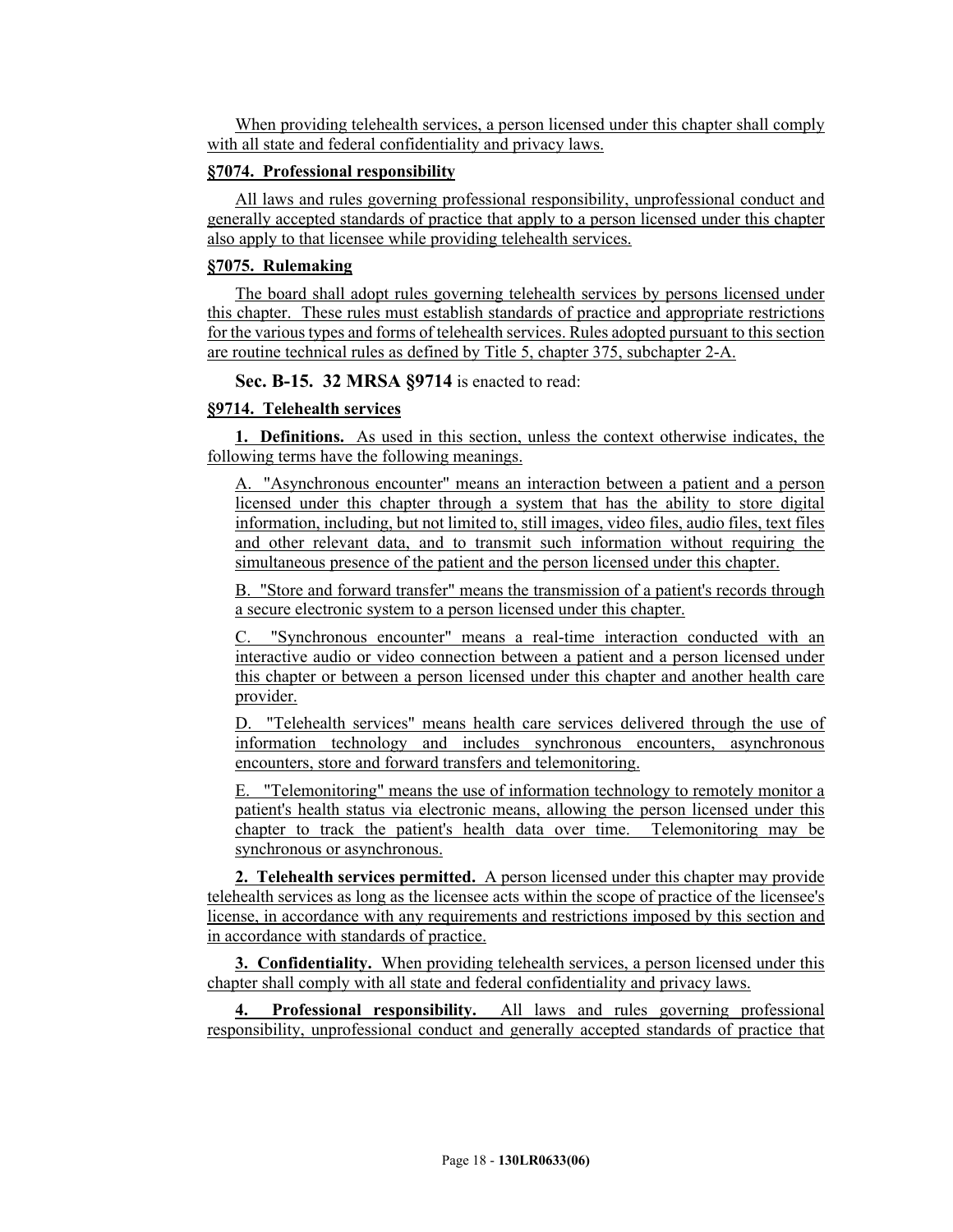When providing telehealth services, a person licensed under this chapter shall comply with all state and federal confidentiality and privacy laws.

**§7074. Professional responsibility**

All laws and rules governing professional responsibility, unprofessional conduct and generally accepted standards of practice that apply to a person licensed under this chapter also apply to that licensee while providing telehealth services.

**§7075. Rulemaking**

The board shall adopt rules governing telehealth services by persons licensed under this chapter. These rules must establish standards of practice and appropriate restrictions for the various types and forms of telehealth services. Rules adopted pursuant to this section are routine technical rules as defined by Title 5, chapter 375, subchapter 2-A.

**Sec. B-15. 32 MRSA §9714** is enacted to read:

**§9714. Telehealth services**

**1. Definitions.** As used in this section, unless the context otherwise indicates, the following terms have the following meanings.

A. "Asynchronous encounter" means an interaction between a patient and a person licensed under this chapter through a system that has the ability to store digital information, including, but not limited to, still images, video files, audio files, text files and other relevant data, and to transmit such information without requiring the simultaneous presence of the patient and the person licensed under this chapter.

B. "Store and forward transfer" means the transmission of a patient's records through a secure electronic system to a person licensed under this chapter.

C. "Synchronous encounter" means a real-time interaction conducted with an interactive audio or video connection between a patient and a person licensed under this chapter or between a person licensed under this chapter and another health care provider.

D. "Telehealth services" means health care services delivered through the use of information technology and includes synchronous encounters, asynchronous encounters, store and forward transfers and telemonitoring.

E. "Telemonitoring" means the use of information technology to remotely monitor a patient's health status via electronic means, allowing the person licensed under this chapter to track the patient's health data over time. Telemonitoring may be synchronous or asynchronous.

**2. Telehealth services permitted.** A person licensed under this chapter may provide telehealth services as long as the licensee acts within the scope of practice of the licensee's license, in accordance with any requirements and restrictions imposed by this section and in accordance with standards of practice.

**3. Confidentiality.** When providing telehealth services, a person licensed under this chapter shall comply with all state and federal confidentiality and privacy laws.

**4. Professional responsibility.** All laws and rules governing professional responsibility, unprofessional conduct and generally accepted standards of practice that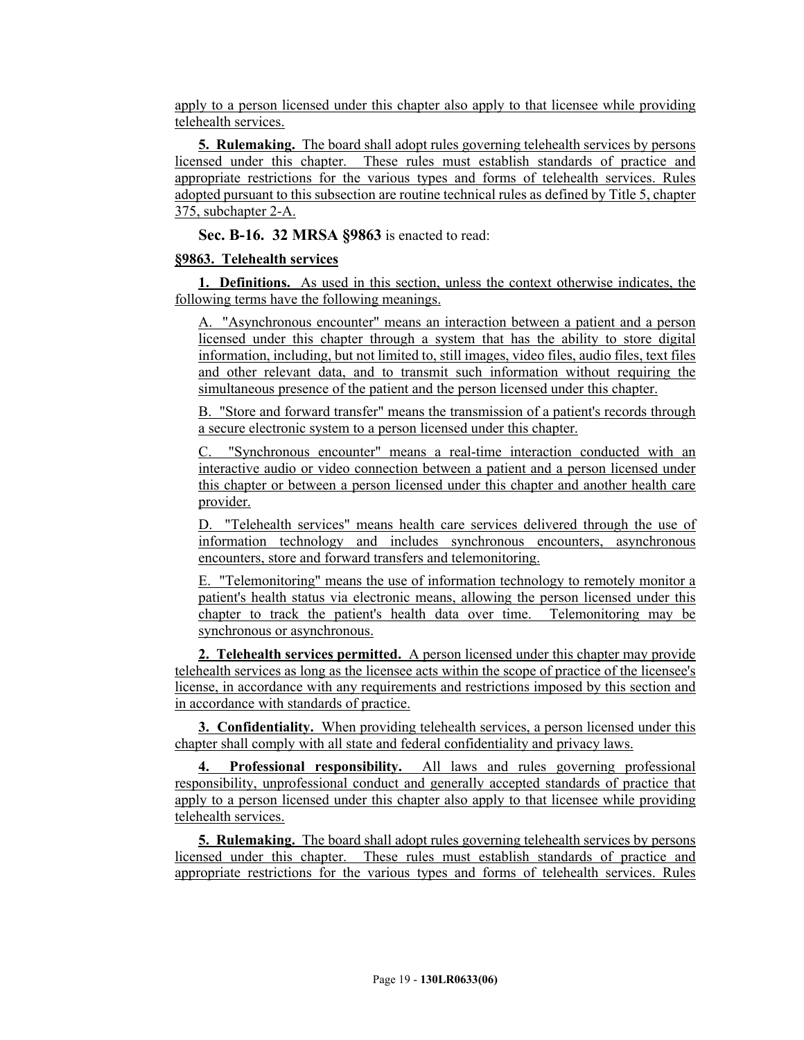apply to a person licensed under this chapter also apply to that licensee while providing telehealth services.

**5. Rulemaking.** The board shall adopt rules governing telehealth services by persons licensed under this chapter. These rules must establish standards of practice and appropriate restrictions for the various types and forms of telehealth services. Rules adopted pursuant to this subsection are routine technical rules as defined by Title 5, chapter 375, subchapter 2-A.

**Sec. B-16. 32 MRSA §9863** is enacted to read:

**§9863. Telehealth services**

**1. Definitions.** As used in this section, unless the context otherwise indicates, the following terms have the following meanings.

A. "Asynchronous encounter" means an interaction between a patient and a person licensed under this chapter through a system that has the ability to store digital information, including, but not limited to, still images, video files, audio files, text files and other relevant data, and to transmit such information without requiring the simultaneous presence of the patient and the person licensed under this chapter.

B. "Store and forward transfer" means the transmission of a patient's records through a secure electronic system to a person licensed under this chapter.

C. "Synchronous encounter" means a real-time interaction conducted with an interactive audio or video connection between a patient and a person licensed under this chapter or between a person licensed under this chapter and another health care provider.

D. "Telehealth services" means health care services delivered through the use of information technology and includes synchronous encounters, asynchronous encounters, store and forward transfers and telemonitoring.

E. "Telemonitoring" means the use of information technology to remotely monitor a patient's health status via electronic means, allowing the person licensed under this chapter to track the patient's health data over time. Telemonitoring may be synchronous or asynchronous.

**2. Telehealth services permitted.** A person licensed under this chapter may provide telehealth services as long as the licensee acts within the scope of practice of the licensee's license, in accordance with any requirements and restrictions imposed by this section and in accordance with standards of practice.

**3. Confidentiality.** When providing telehealth services, a person licensed under this chapter shall comply with all state and federal confidentiality and privacy laws.

**4. Professional responsibility.** All laws and rules governing professional responsibility, unprofessional conduct and generally accepted standards of practice that apply to a person licensed under this chapter also apply to that licensee while providing telehealth services.

**5. Rulemaking.** The board shall adopt rules governing telehealth services by persons licensed under this chapter. These rules must establish standards of practice and appropriate restrictions for the various types and forms of telehealth services. Rules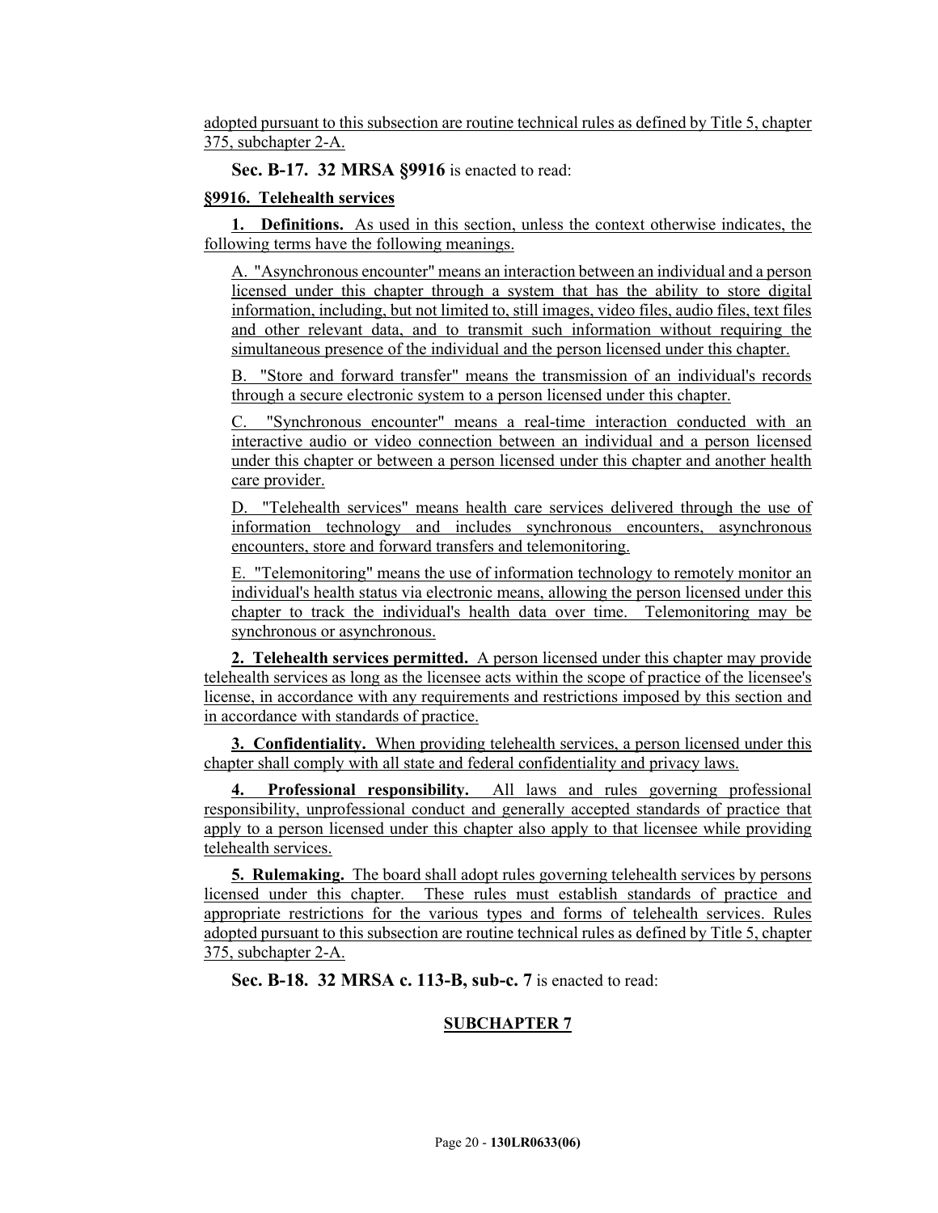adopted pursuant to this subsection are routine technical rules as defined by Title 5, chapter 375, subchapter 2-A.

**Sec. B-17. 32 MRSA §9916** is enacted to read:

**§9916. Telehealth services**

**1. Definitions.** As used in this section, unless the context otherwise indicates, the following terms have the following meanings.

A. "Asynchronous encounter" means an interaction between an individual and a person licensed under this chapter through a system that has the ability to store digital information, including, but not limited to, still images, video files, audio files, text files and other relevant data, and to transmit such information without requiring the simultaneous presence of the individual and the person licensed under this chapter.

B. "Store and forward transfer" means the transmission of an individual's records through a secure electronic system to a person licensed under this chapter.

C. "Synchronous encounter" means a real-time interaction conducted with an interactive audio or video connection between an individual and a person licensed under this chapter or between a person licensed under this chapter and another health care provider.

D. "Telehealth services" means health care services delivered through the use of information technology and includes synchronous encounters, asynchronous encounters, store and forward transfers and telemonitoring.

E. "Telemonitoring" means the use of information technology to remotely monitor an individual's health status via electronic means, allowing the person licensed under this chapter to track the individual's health data over time. Telemonitoring may be synchronous or asynchronous.

**2. Telehealth services permitted.** A person licensed under this chapter may provide telehealth services as long as the licensee acts within the scope of practice of the licensee's license, in accordance with any requirements and restrictions imposed by this section and in accordance with standards of practice.

**3. Confidentiality.** When providing telehealth services, a person licensed under this chapter shall comply with all state and federal confidentiality and privacy laws.

**4. Professional responsibility.** All laws and rules governing professional responsibility, unprofessional conduct and generally accepted standards of practice that apply to a person licensed under this chapter also apply to that licensee while providing telehealth services.

**5. Rulemaking.** The board shall adopt rules governing telehealth services by persons licensed under this chapter. These rules must establish standards of practice and appropriate restrictions for the various types and forms of telehealth services. Rules adopted pursuant to this subsection are routine technical rules as defined by Title 5, chapter 375, subchapter 2-A.

**Sec. B-18. 32 MRSA c. 113-B, sub-c. 7** is enacted to read:

**SUBCHAPTER 7**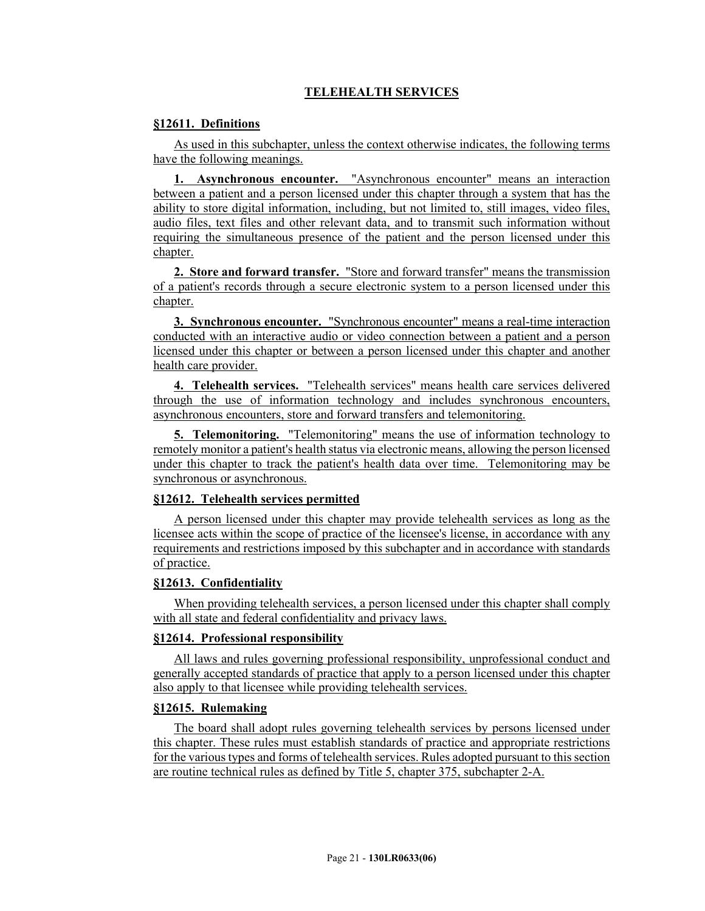**TELEHEALTH SERVICES**

**§12611. Definitions**

As used in this subchapter, unless the context otherwise indicates, the following terms have the following meanings.

**1. Asynchronous encounter.** "Asynchronous encounter" means an interaction between a patient and a person licensed under this chapter through a system that has the ability to store digital information, including, but not limited to, still images, video files, audio files, text files and other relevant data, and to transmit such information without requiring the simultaneous presence of the patient and the person licensed under this chapter.

**2. Store and forward transfer.** "Store and forward transfer" means the transmission of a patient's records through a secure electronic system to a person licensed under this chapter.

**3. Synchronous encounter.** "Synchronous encounter" means a real-time interaction conducted with an interactive audio or video connection between a patient and a person licensed under this chapter or between a person licensed under this chapter and another health care provider.

**4. Telehealth services.** "Telehealth services" means health care services delivered through the use of information technology and includes synchronous encounters, asynchronous encounters, store and forward transfers and telemonitoring.

**5. Telemonitoring.** "Telemonitoring" means the use of information technology to remotely monitor a patient's health status via electronic means, allowing the person licensed under this chapter to track the patient's health data over time. Telemonitoring may be synchronous or asynchronous.

**§12612. Telehealth services permitted**

A person licensed under this chapter may provide telehealth services as long as the licensee acts within the scope of practice of the licensee's license, in accordance with any requirements and restrictions imposed by this subchapter and in accordance with standards of practice.

**§12613. Confidentiality**

When providing telehealth services, a person licensed under this chapter shall comply with all state and federal confidentiality and privacy laws.

**§12614. Professional responsibility**

All laws and rules governing professional responsibility, unprofessional conduct and generally accepted standards of practice that apply to a person licensed under this chapter also apply to that licensee while providing telehealth services.

**§12615. Rulemaking**

The board shall adopt rules governing telehealth services by persons licensed under this chapter. These rules must establish standards of practice and appropriate restrictions for the various types and forms of telehealth services. Rules adopted pursuant to this section are routine technical rules as defined by Title 5, chapter 375, subchapter 2-A.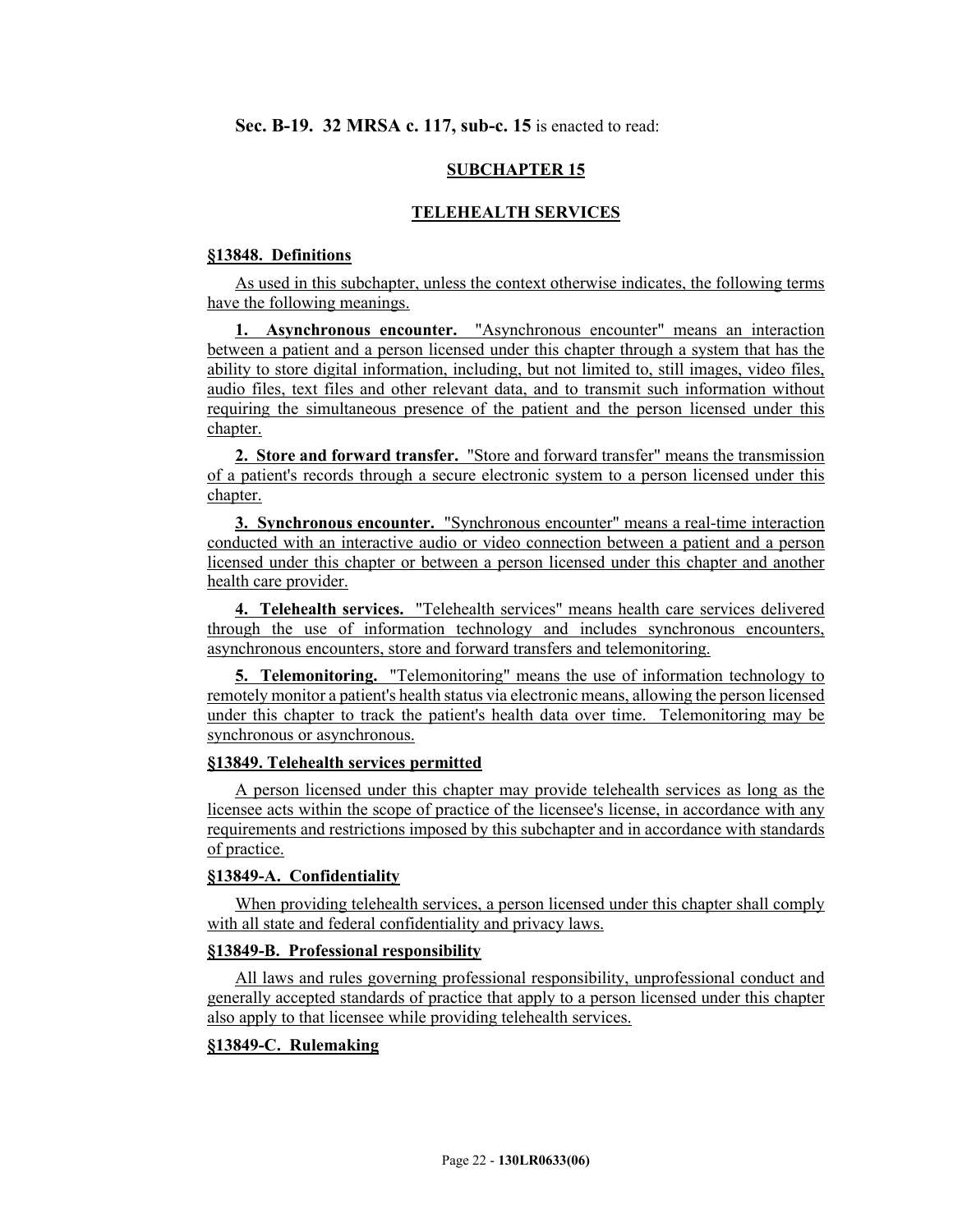**Sec. B-19. 32 MRSA c. 117, sub-c. 15** is enacted to read:

**SUBCHAPTER 15**

**TELEHEALTH SERVICES**

**§13848. Definitions**

As used in this subchapter, unless the context otherwise indicates, the following terms have the following meanings.

**1. Asynchronous encounter.** "Asynchronous encounter" means an interaction between a patient and a person licensed under this chapter through a system that has the ability to store digital information, including, but not limited to, still images, video files, audio files, text files and other relevant data, and to transmit such information without requiring the simultaneous presence of the patient and the person licensed under this chapter.

**2. Store and forward transfer.** "Store and forward transfer" means the transmission of a patient's records through a secure electronic system to a person licensed under this chapter.

**3. Synchronous encounter.** "Synchronous encounter" means a real-time interaction conducted with an interactive audio or video connection between a patient and a person licensed under this chapter or between a person licensed under this chapter and another health care provider.

**4. Telehealth services.** "Telehealth services" means health care services delivered through the use of information technology and includes synchronous encounters, asynchronous encounters, store and forward transfers and telemonitoring.

**5. Telemonitoring.** "Telemonitoring" means the use of information technology to remotely monitor a patient's health status via electronic means, allowing the person licensed under this chapter to track the patient's health data over time. Telemonitoring may be synchronous or asynchronous.

**§13849. Telehealth services permitted**

A person licensed under this chapter may provide telehealth services as long as the licensee acts within the scope of practice of the licensee's license, in accordance with any requirements and restrictions imposed by this subchapter and in accordance with standards of practice.

**§13849-A. Confidentiality**

When providing telehealth services, a person licensed under this chapter shall comply with all state and federal confidentiality and privacy laws.

**§13849-B. Professional responsibility**

All laws and rules governing professional responsibility, unprofessional conduct and generally accepted standards of practice that apply to a person licensed under this chapter also apply to that licensee while providing telehealth services.

**§13849-C. Rulemaking**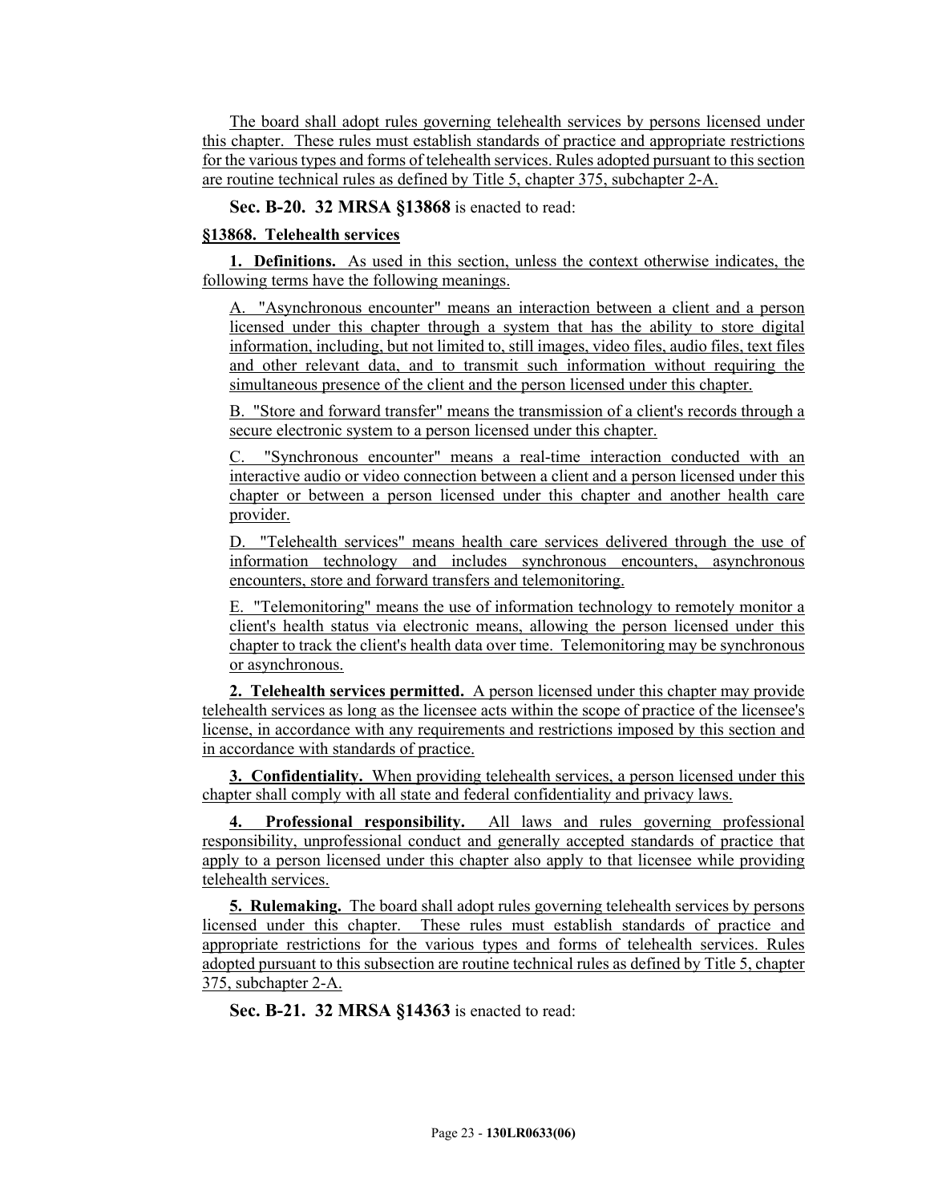The board shall adopt rules governing telehealth services by persons licensed under this chapter. These rules must establish standards of practice and appropriate restrictions for the various types and forms of telehealth services. Rules adopted pursuant to this section are routine technical rules as defined by Title 5, chapter 375, subchapter 2-A.

**Sec. B-20. 32 MRSA §13868** is enacted to read:

**§13868. Telehealth services**

**1. Definitions.** As used in this section, unless the context otherwise indicates, the following terms have the following meanings.

A. "Asynchronous encounter" means an interaction between a client and a person licensed under this chapter through a system that has the ability to store digital information, including, but not limited to, still images, video files, audio files, text files and other relevant data, and to transmit such information without requiring the simultaneous presence of the client and the person licensed under this chapter.

B. "Store and forward transfer" means the transmission of a client's records through a secure electronic system to a person licensed under this chapter.

C. "Synchronous encounter" means a real-time interaction conducted with an interactive audio or video connection between a client and a person licensed under this chapter or between a person licensed under this chapter and another health care provider.

D. "Telehealth services" means health care services delivered through the use of information technology and includes synchronous encounters, asynchronous encounters, store and forward transfers and telemonitoring.

E. "Telemonitoring" means the use of information technology to remotely monitor a client's health status via electronic means, allowing the person licensed under this chapter to track the client's health data over time. Telemonitoring may be synchronous or asynchronous.

**2. Telehealth services permitted.** A person licensed under this chapter may provide telehealth services as long as the licensee acts within the scope of practice of the licensee's license, in accordance with any requirements and restrictions imposed by this section and in accordance with standards of practice.

**3. Confidentiality.** When providing telehealth services, a person licensed under this chapter shall comply with all state and federal confidentiality and privacy laws.

**4. Professional responsibility.** All laws and rules governing professional responsibility, unprofessional conduct and generally accepted standards of practice that apply to a person licensed under this chapter also apply to that licensee while providing telehealth services.

**5. Rulemaking.** The board shall adopt rules governing telehealth services by persons licensed under this chapter. These rules must establish standards of practice and appropriate restrictions for the various types and forms of telehealth services. Rules adopted pursuant to this subsection are routine technical rules as defined by Title 5, chapter 375, subchapter 2-A.

**Sec. B-21. 32 MRSA §14363** is enacted to read: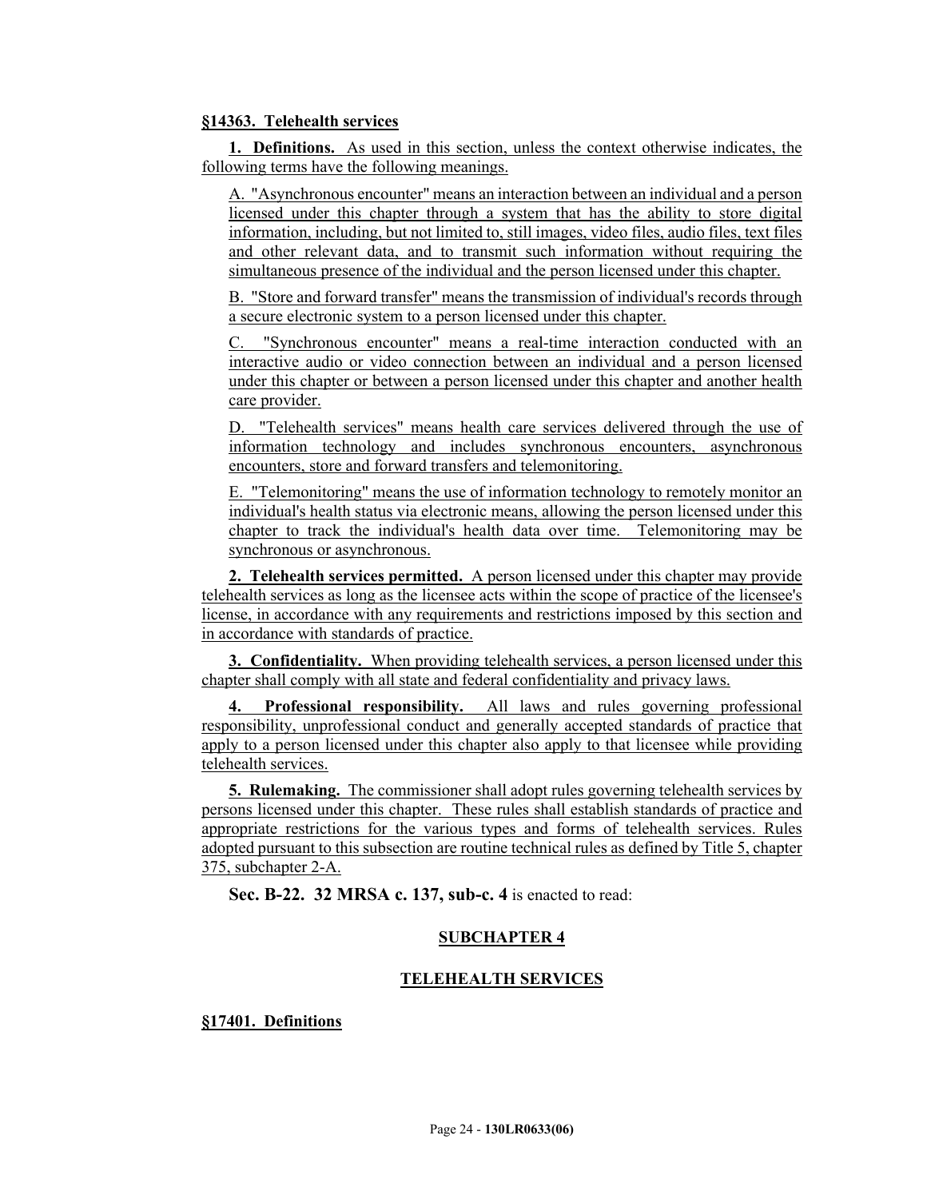**§14363. Telehealth services**

**1. Definitions.** As used in this section, unless the context otherwise indicates, the following terms have the following meanings.

A. "Asynchronous encounter" means an interaction between an individual and a person licensed under this chapter through a system that has the ability to store digital information, including, but not limited to, still images, video files, audio files, text files and other relevant data, and to transmit such information without requiring the simultaneous presence of the individual and the person licensed under this chapter.

B. "Store and forward transfer" means the transmission of individual's records through a secure electronic system to a person licensed under this chapter.

C. "Synchronous encounter" means a real-time interaction conducted with an interactive audio or video connection between an individual and a person licensed under this chapter or between a person licensed under this chapter and another health care provider.

D. "Telehealth services" means health care services delivered through the use of information technology and includes synchronous encounters, asynchronous encounters, store and forward transfers and telemonitoring.

E. "Telemonitoring" means the use of information technology to remotely monitor an individual's health status via electronic means, allowing the person licensed under this chapter to track the individual's health data over time. Telemonitoring may be synchronous or asynchronous.

**2. Telehealth services permitted.** A person licensed under this chapter may provide telehealth services as long as the licensee acts within the scope of practice of the licensee's license, in accordance with any requirements and restrictions imposed by this section and in accordance with standards of practice.

**3. Confidentiality.** When providing telehealth services, a person licensed under this chapter shall comply with all state and federal confidentiality and privacy laws.

**4. Professional responsibility.** All laws and rules governing professional responsibility, unprofessional conduct and generally accepted standards of practice that apply to a person licensed under this chapter also apply to that licensee while providing telehealth services.

**5. Rulemaking.** The commissioner shall adopt rules governing telehealth services by persons licensed under this chapter. These rules shall establish standards of practice and appropriate restrictions for the various types and forms of telehealth services. Rules adopted pursuant to this subsection are routine technical rules as defined by Title 5, chapter 375, subchapter 2-A.

**Sec. B-22. 32 MRSA c. 137, sub-c. 4** is enacted to read:

**SUBCHAPTER 4**

**TELEHEALTH SERVICES**

**§17401. Definitions**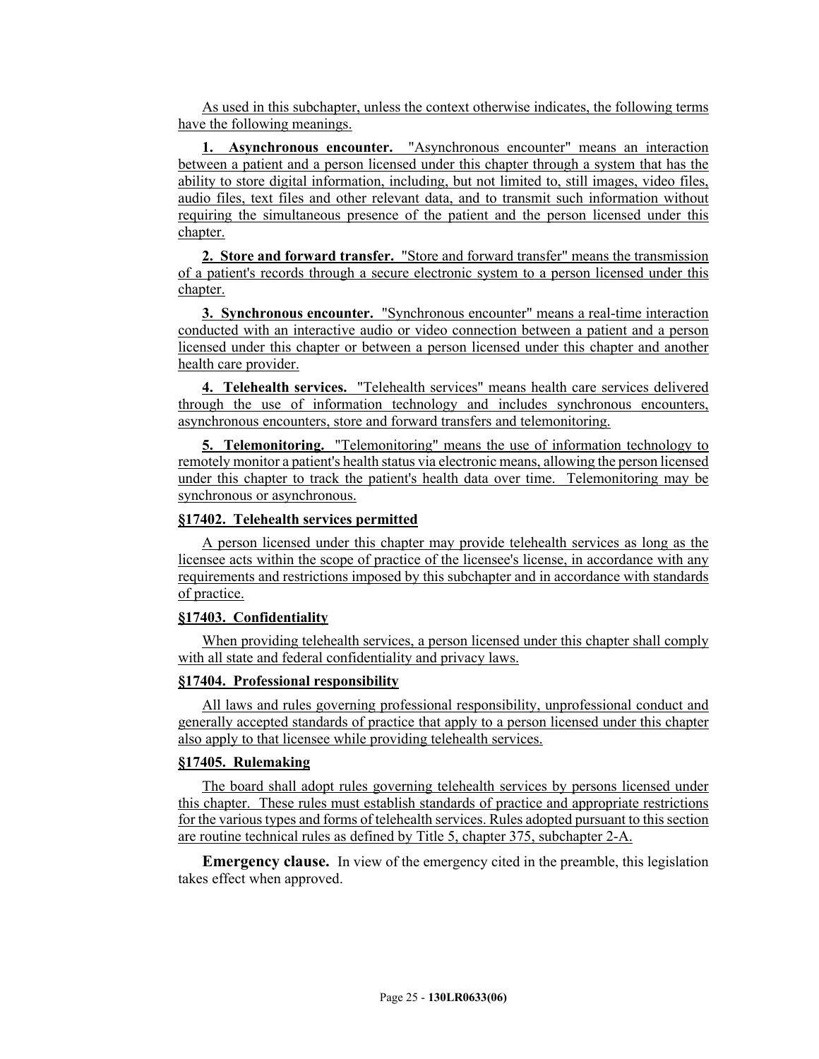As used in this subchapter, unless the context otherwise indicates, the following terms have the following meanings.

**1. Asynchronous encounter.** "Asynchronous encounter" means an interaction between a patient and a person licensed under this chapter through a system that has the ability to store digital information, including, but not limited to, still images, video files, audio files, text files and other relevant data, and to transmit such information without requiring the simultaneous presence of the patient and the person licensed under this chapter.

**2. Store and forward transfer.** "Store and forward transfer" means the transmission of a patient's records through a secure electronic system to a person licensed under this chapter.

**3. Synchronous encounter.** "Synchronous encounter" means a real-time interaction conducted with an interactive audio or video connection between a patient and a person licensed under this chapter or between a person licensed under this chapter and another health care provider.

**4. Telehealth services.** "Telehealth services" means health care services delivered through the use of information technology and includes synchronous encounters, asynchronous encounters, store and forward transfers and telemonitoring.

**5. Telemonitoring.** "Telemonitoring" means the use of information technology to remotely monitor a patient's health status via electronic means, allowing the person licensed under this chapter to track the patient's health data over time. Telemonitoring may be synchronous or asynchronous.

**§17402. Telehealth services permitted**

A person licensed under this chapter may provide telehealth services as long as the licensee acts within the scope of practice of the licensee's license, in accordance with any requirements and restrictions imposed by this subchapter and in accordance with standards of practice.

**§17403. Confidentiality**

When providing telehealth services, a person licensed under this chapter shall comply with all state and federal confidentiality and privacy laws.

**§17404. Professional responsibility**

All laws and rules governing professional responsibility, unprofessional conduct and generally accepted standards of practice that apply to a person licensed under this chapter also apply to that licensee while providing telehealth services.

**§17405. Rulemaking**

The board shall adopt rules governing telehealth services by persons licensed under this chapter. These rules must establish standards of practice and appropriate restrictions for the various types and forms of telehealth services. Rules adopted pursuant to this section are routine technical rules as defined by Title 5, chapter 375, subchapter 2-A.

**Emergency clause.** In view of the emergency cited in the preamble, this legislation takes effect when approved.